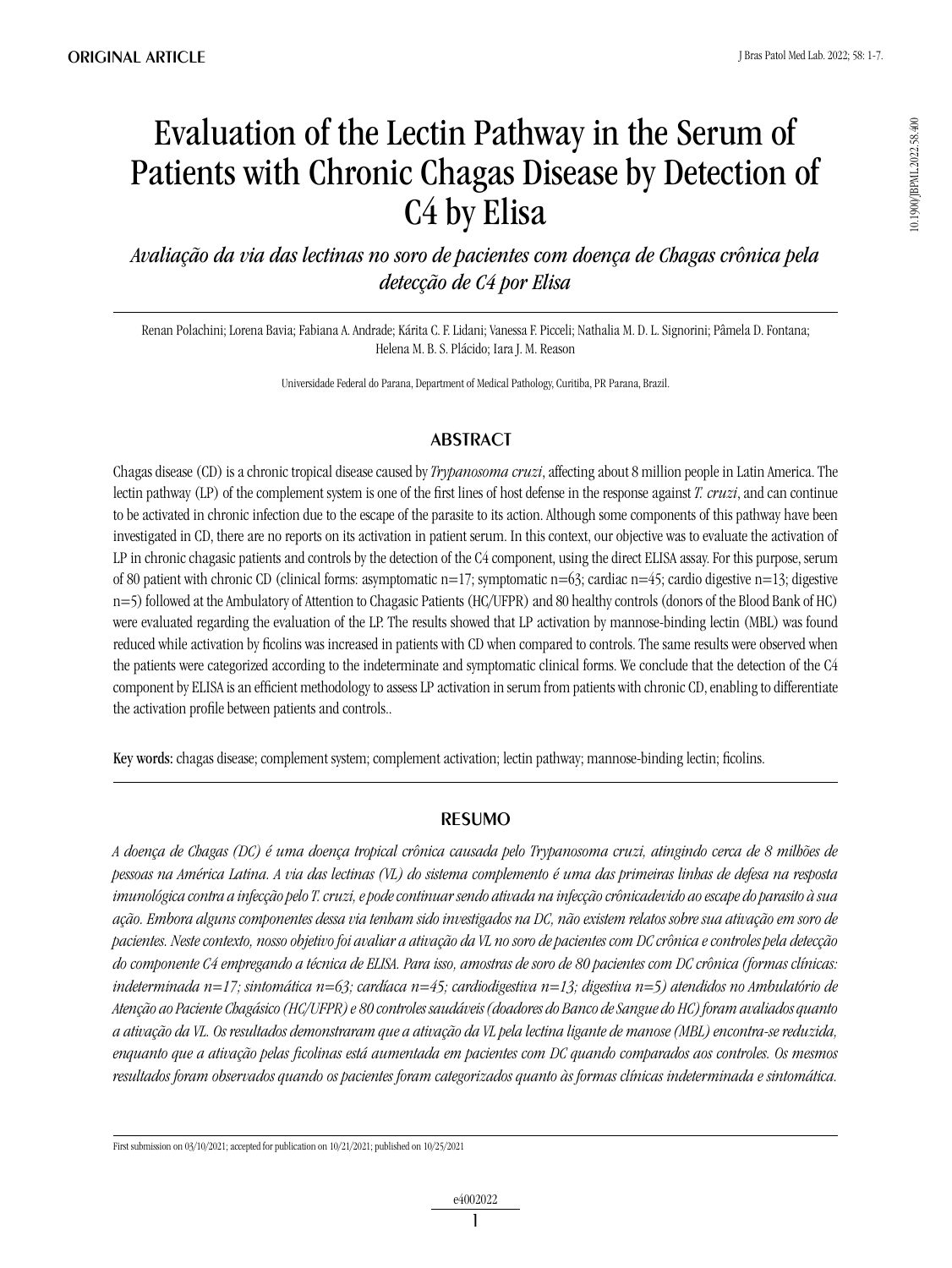ORIGINAL ARTICLE

# Evaluation of the Lectin Pathway in the Serum of Patients with Chronic Chagas Disease by Detection of C4 by Elisa

*Avaliação da via das lectinas no soro de pacientes com doença de Chagas crônica pela detecção de C4 por Elisa*

Renan Polachini; Lorena Bavia; Fabiana A. Andrade; Kárita C. F. Lidani; Vanessa F. Picceli; Nathalia M. D. L. Signorini; Pâmela D. Fontana; Helena M. B. S. Plácido; Iara J. M. Reason

Universidade Federal do Parana, Department of Medical Pathology, Curitiba, PR Parana, Brazil.

## ABSTRACT

Chagas disease (CD) is a chronic tropical disease caused by *Trypanosoma cruzi*, affecting about 8 million people in Latin America. The lectin pathway (LP) of the complement system is one of the first lines of host defense in the response against *T. cruzi*, and can continue to be activated in chronic infection due to the escape of the parasite to its action. Although some components of this pathway have been investigated in CD, there are no reports on its activation in patient serum. In this context, our objective was to evaluate the activation of LP in chronic chagasic patients and controls by the detection of the C4 component, using the direct ELISA assay. For this purpose, serum of 80 patient with chronic CD (clinical forms: asymptomatic n=17; symptomatic n=63; cardiac n=45; cardio digestive n=13; digestive n=5) followed at the Ambulatory of Attention to Chagasic Patients (HC/UFPR) and 80 healthy controls (donors of the Blood Bank of HC) were evaluated regarding the evaluation of the LP. The results showed that LP activation by mannose-binding lectin (MBL) was found reduced while activation by ficolins was increased in patients with CD when compared to controls. The same results were observed when the patients were categorized according to the indeterminate and symptomatic clinical forms. We conclude that the detection of the C4 component by ELISA is an efficient methodology to assess LP activation in serum from patients with chronic CD, enabling to differentiate the activation profile between patients and controls..

**Key words:** chagas disease; complement system; complement activation; lectin pathway; mannose-binding lectin; ficolins.

## RESUMO

*A doença de Chagas (DC) é uma doença tropical crônica causada pelo Trypanosoma cruzi, atingindo cerca de 8 milhões de pessoas na América Latina. A via das lectinas (VL) do sistema complemento é uma das primeiras linhas de defesa na resposta imunológica contra a infecção pelo T. cruzi, e pode continuar sendo ativada na infecção crônicadevido ao escape do parasito à sua ação. Embora alguns componentes dessa via tenham sido investigados na DC, não existem relatos sobre sua ativação em soro de pacientes. Neste contexto, nosso objetivo foi avaliar a ativação da VL no soro de pacientes com DC crônica e controles pela detecção do componente C4 empregando a técnica de ELISA. Para isso, amostras de soro de 80 pacientes com DC crônica (formas clínicas: indeterminada n=17; sintomática n=63; cardíaca n=45; cardiodigestiva n=13; digestiva n=5) atendidos no Ambulatório de Atenção ao Paciente Chagásico (HC/UFPR) e 80 controles saudáveis (doadores do Banco de Sangue do HC) foram avaliados quanto a ativação da VL. Os resultados demonstraram que a ativação da VL pela lectina ligante de manose (MBL) encontra-se reduzida, enquanto que a ativação pelas ficolinas está aumentada em pacientes com DC quando comparados aos controles. Os mesmos resultados foram observados quando os pacientes foram categorizados quanto às formas clínicas indeterminada e sintomática.*

First submission on 03/10/2021; accepted for publication on 10/21/2021; published on 10/25/2021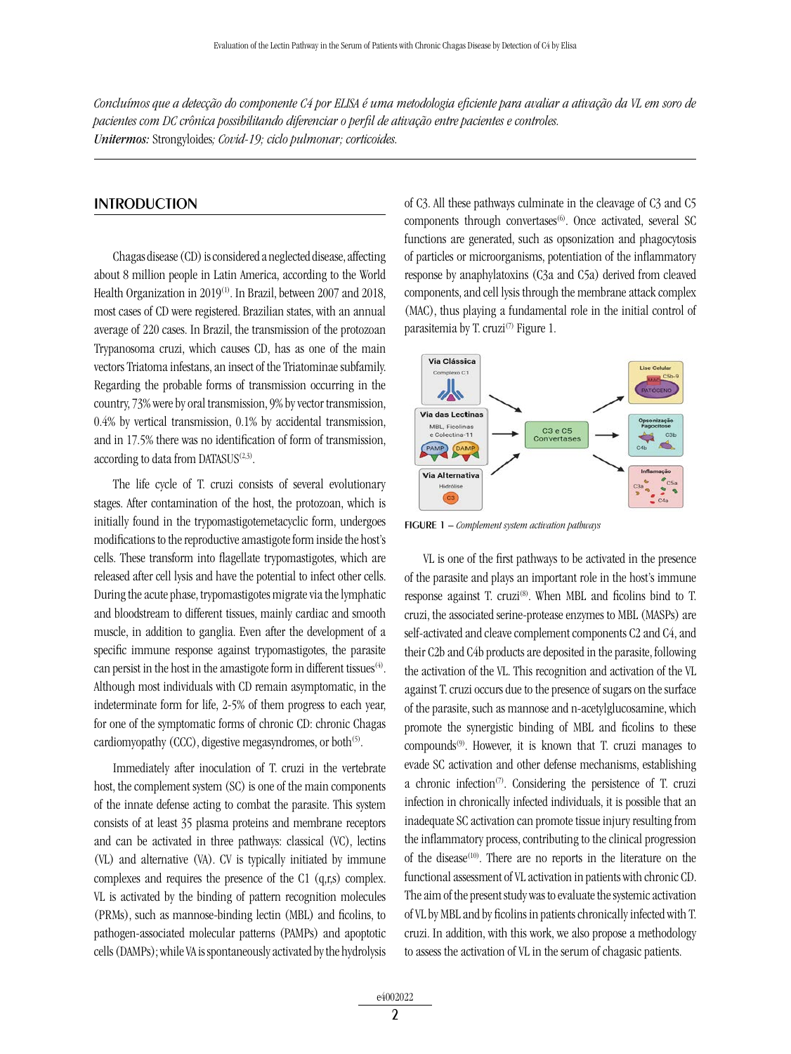*Concluímos que a detecção do componente C4 por ELISA é uma metodologia eficiente para avaliar a ativação da VL em soro de pacientes com DC crônica possibilitando diferenciar o perfil de ativação entre pacientes e controles.*

***Unitermos:*** Strongyloides*; Covid-19; ciclo pulmonar; corticoides.*

## INTRODUCTION

Chagas disease (CD) is considered a neglected disease, affecting about 8 million people in Latin America, according to the World Health Organization in 2019[1]. In Brazil, between 2007 and 2018, most cases of CD were registered. Brazilian states, with an annual average of 220 cases. In Brazil, the transmission of the protozoan Trypanosoma cruzi, which causes CD, has as one of the main vectors Triatoma infestans, an insect of the Triatominae subfamily. Regarding the probable forms of transmission occurring in the country, 73% were by oral transmission, 9% by vector transmission, 0.4% by vertical transmission, 0.1% by accidental transmission, and in 17.5% there was no identification of form of transmission, according to data from DATASUS[2,3].

The life cycle of T. cruzi consists of several evolutionary stages. After contamination of the host, the protozoan, which is initially found in the trypomastigotemetacyclic form, undergoes modifications to the reproductive amastigote form inside the host's cells. These transform into flagellate trypomastigotes, which are released after cell lysis and have the potential to infect other cells. During the acute phase, trypomastigotes migrate via the lymphatic and bloodstream to different tissues, mainly cardiac and smooth muscle, in addition to ganglia. Even after the development of a specific immune response against trypomastigotes, the parasite can persist in the host in the amastigote form in different tissues[4]. Although most individuals with CD remain asymptomatic, in the indeterminate form for life, 2-5% of them progress to each year, for one of the symptomatic forms of chronic CD: chronic Chagas cardiomyopathy (CCC), digestive megasyndromes, or both[5].

Immediately after inoculation of T. cruzi in the vertebrate host, the complement system (SC) is one of the main components of the innate defense acting to combat the parasite. This system consists of at least 35 plasma proteins and membrane receptors and can be activated in three pathways: classical (VC), lectins (VL) and alternative (VA). CV is typically initiated by immune complexes and requires the presence of the C1 (q,r,s) complex. VL is activated by the binding of pattern recognition molecules (PRMs), such as mannose-binding lectin (MBL) and ficolins, to pathogen-associated molecular patterns (PAMPs) and apoptotic cells (DAMPs); while VA is spontaneously activated by the hydrolysis of C3. All these pathways culminate in the cleavage of C3 and C5 components through convertases[6]. Once activated, several SC functions are generated, such as opsonization and phagocytosis of particles or microorganisms, potentiation of the inflammatory response by anaphylatoxins (C3a and C5a) derived from cleaved components, and cell lysis through the membrane attack complex (MAC), thus playing a fundamental role in the initial control of parasitemia by T. cruzi[7] Figure 1.

FIGURE 1 – *Complement system activation pathways*

VL is one of the first pathways to be activated in the presence of the parasite and plays an important role in the host's immune response against T. cruzi[8]. When MBL and ficolins bind to T. cruzi, the associated serine-protease enzymes to MBL (MASPs) are self-activated and cleave complement components C2 and C4, and their C2b and C4b products are deposited in the parasite, following the activation of the VL. This recognition and activation of the VL against T. cruzi occurs due to the presence of sugars on the surface of the parasite, such as mannose and n-acetylglucosamine, which promote the synergistic binding of MBL and ficolins to these compounds[9]. However, it is known that T. cruzi manages to evade SC activation and other defense mechanisms, establishing a chronic infection[7]. Considering the persistence of T. cruzi infection in chronically infected individuals, it is possible that an inadequate SC activation can promote tissue injury resulting from the inflammatory process, contributing to the clinical progression of the disease[10]. There are no reports in the literature on the functional assessment of VL activation in patients with chronic CD. The aim of the present study was to evaluate the systemic activation of VL by MBL and by ficolins in patients chronically infected with T. cruzi. In addition, with this work, we also propose a methodology to assess the activation of VL in the serum of chagasic patients.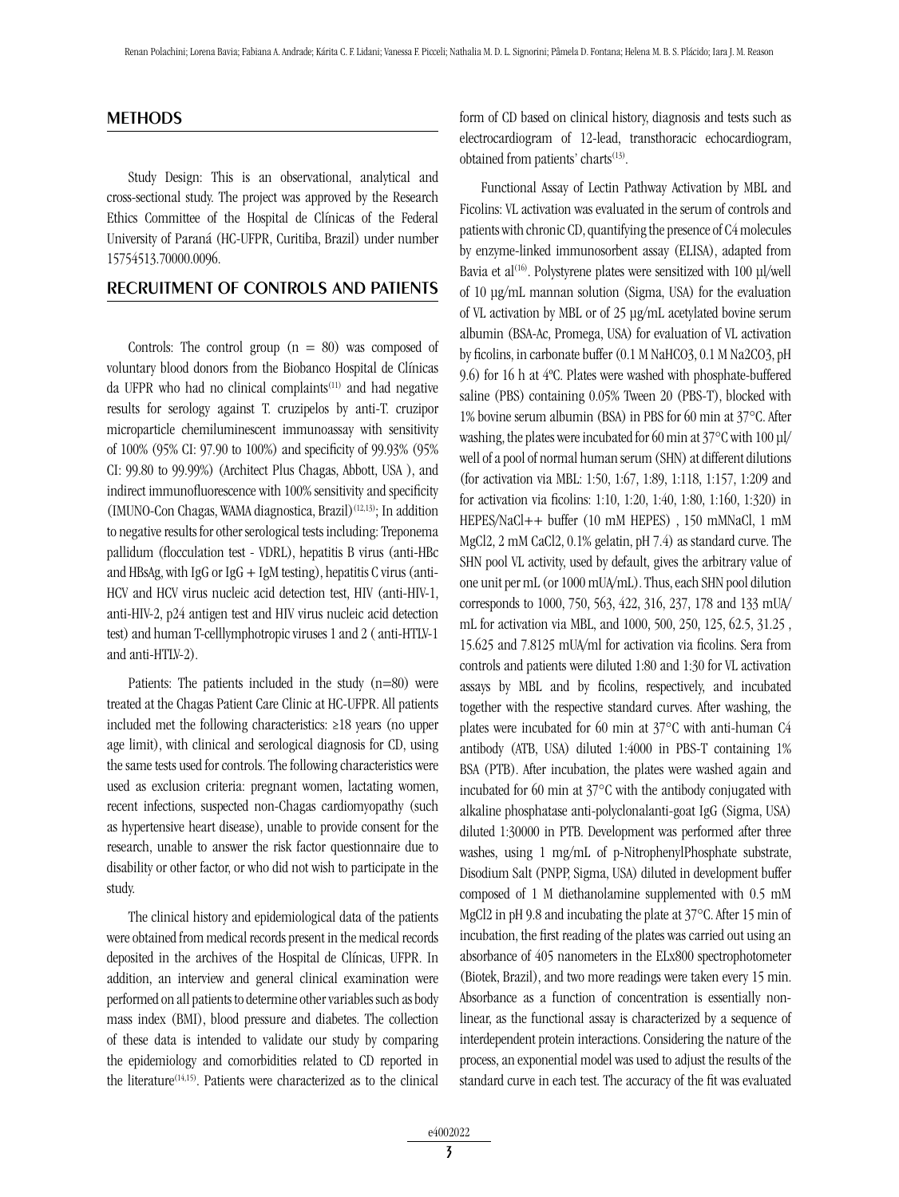## METHODS

Study Design: This is an observational, analytical and cross-sectional study. The project was approved by the Research Ethics Committee of the Hospital de Clínicas of the Federal University of Paraná (HC-UFPR, Curitiba, Brazil) under number 15754513.70000.0096.

## RECRUITMENT OF CONTROLS AND PATIENTS

Controls: The control group (n = 80) was composed of voluntary blood donors from the Biobanco Hospital de Clínicas da UFPR who had no clinical complaints[11] and had negative results for serology against T. cruzipelos by anti-T. cruzipor microparticle chemiluminescent immunoassay with sensitivity of 100% (95% CI: 97.90 to 100%) and specificity of 99.93% (95% CI: 99.80 to 99.99%) (Architect Plus Chagas, Abbott, USA ), and indirect immunofluorescence with 100% sensitivity and specificity (IMUNO-Con Chagas, WAMA diagnostica, Brazil)[12,13]; In addition to negative results for other serological tests including: Treponema pallidum (flocculation test - VDRL), hepatitis B virus (anti-HBc and HBsAg, with IgG or IgG + IgM testing), hepatitis C virus (anti-HCV and HCV virus nucleic acid detection test, HIV (anti-HIV-1, anti-HIV-2, p24 antigen test and HIV virus nucleic acid detection test) and human T-celllymphotropic viruses 1 and 2 ( anti-HTLV-1 and anti-HTLV-2).

Patients: The patients included in the study (n=80) were treated at the Chagas Patient Care Clinic at HC-UFPR. All patients included met the following characteristics: ≥18 years (no upper age limit), with clinical and serological diagnosis for CD, using the same tests used for controls. The following characteristics were used as exclusion criteria: pregnant women, lactating women, recent infections, suspected non-Chagas cardiomyopathy (such as hypertensive heart disease), unable to provide consent for the research, unable to answer the risk factor questionnaire due to disability or other factor, or who did not wish to participate in the study.

The clinical history and epidemiological data of the patients were obtained from medical records present in the medical records deposited in the archives of the Hospital de Clínicas, UFPR. In addition, an interview and general clinical examination were performed on all patients to determine other variables such as body mass index (BMI), blood pressure and diabetes. The collection of these data is intended to validate our study by comparing the epidemiology and comorbidities related to CD reported in the literature[14,15]. Patients were characterized as to the clinical form of CD based on clinical history, diagnosis and tests such as electrocardiogram of 12-lead, transthoracic echocardiogram, obtained from patients' charts[13].

Functional Assay of Lectin Pathway Activation by MBL and Ficolins: VL activation was evaluated in the serum of controls and patients with chronic CD, quantifying the presence of C4 molecules by enzyme-linked immunosorbent assay (ELISA), adapted from Bavia et al[16]. Polystyrene plates were sensitized with 100 µl/well of 10 µg/mL mannan solution (Sigma, USA) for the evaluation of VL activation by MBL or of 25 µg/mL acetylated bovine serum albumin (BSA-Ac, Promega, USA) for evaluation of VL activation by ficolins, in carbonate buffer (0.1 M $NaHCO_3$, 0.1 M $Na_2CO_3$, pH 9.6) for 16 h at 4ºC. Plates were washed with phosphate-buffered saline (PBS) containing 0.05% Tween 20 (PBS-T), blocked with 1% bovine serum albumin (BSA) in PBS for 60 min at 37°C. After washing, the plates were incubated for 60 min at 37°C with 100 µl/well of a pool of normal human serum (SHN) at different dilutions (for activation via MBL: 1:50, 1:67, 1:89, 1:118, 1:157, 1:209 and for activation via ficolins: 1:10, 1:20, 1:40, 1:80, 1:160, 1:320) in HEPES/NaCl++ buffer (10 mM HEPES) , 150 mMNaCl, 1 mM $MgCl_2$, 2 mM $CaCl_2$, 0.1% gelatin, pH 7.4) as standard curve. The SHN pool VL activity, used by default, gives the arbitrary value of one unit per mL (or 1000 mUA/mL). Thus, each SHN pool dilution corresponds to 1000, 750, 563, 422, 316, 237, 178 and 133 mUA/mL for activation via MBL, and 1000, 500, 250, 125, 62.5, 31.25 , 15.625 and 7.8125 mUA/ml for activation via ficolins. Sera from controls and patients were diluted 1:80 and 1:30 for VL activation assays by MBL and by ficolins, respectively, and incubated together with the respective standard curves. After washing, the plates were incubated for 60 min at 37°C with anti-human C4 antibody (ATB, USA) diluted 1:4000 in PBS-T containing 1% BSA (PTB). After incubation, the plates were washed again and incubated for 60 min at 37°C with the antibody conjugated with alkaline phosphatase anti-polyclonalanti-goat IgG (Sigma, USA) diluted 1:30000 in PTB. Development was performed after three washes, using 1 mg/mL of p-NitrophenylPhosphate substrate, Disodium Salt (PNPP, Sigma, USA) diluted in development buffer composed of 1 M diethanolamine supplemented with 0.5 mM $MgCl_2$ in pH 9.8 and incubating the plate at 37°C. After 15 min of incubation, the first reading of the plates was carried out using an absorbance of 405 nanometers in the ELx800 spectrophotometer (Biotek, Brazil), and two more readings were taken every 15 min. Absorbance as a function of concentration is essentially non-linear, as the functional assay is characterized by a sequence of interdependent protein interactions. Considering the nature of the process, an exponential model was used to adjust the results of the standard curve in each test. The accuracy of the fit was evaluated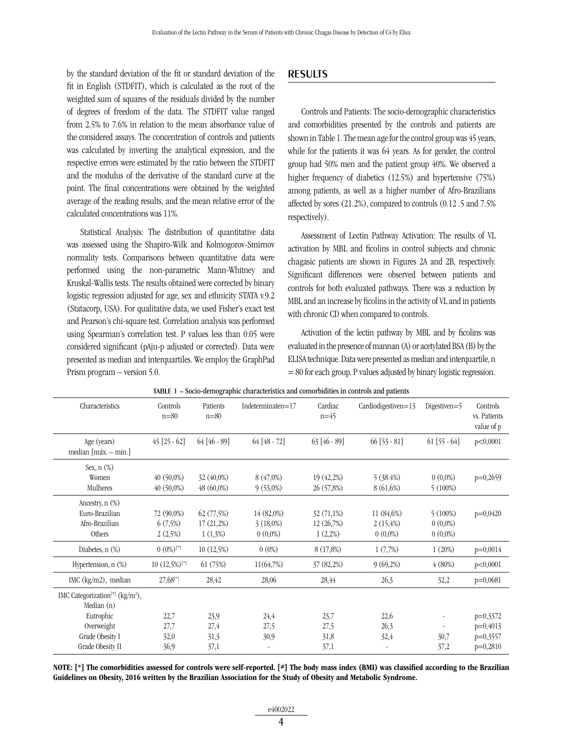by the standard deviation of the fit or standard deviation of the fit in English (STDFIT), which is calculated as the root of the weighted sum of squares of the residuals divided by the number of degrees of freedom of the data. The STDFIT value ranged from 2.5% to 7.6% in relation to the mean absorbance value of the considered assays. The concentration of controls and patients was calculated by inverting the analytical expression, and the respective errors were estimated by the ratio between the STDFIT and the modulus of the derivative of the standard curve at the point. The final concentrations were obtained by the weighted average of the reading results, and the mean relative error of the calculated concentrations was 11%.

Statistical Analysis: The distribution of quantitative data was assessed using the Shapiro-Wilk and Kolmogorov-Smirnov normality tests. Comparisons between quantitative data were performed using the non-parametric Mann-Whitney and Kruskal-Wallis tests. The results obtained were corrected by binary logistic regression adjusted for age, sex and ethnicity STATA v.9.2 (Statacorp, USA). For qualitative data, we used Fisher's exact test and Pearson's chi-square test. Correlation analysis was performed using Spearman's correlation test. P values less than 0.05 were considered significant (pAju-p adjusted or corrected). Data were presented as median and interquartiles. We employ the GraphPad Prism program – version 5.0.

## RESULTS

Controls and Patients: The socio-demographic characteristics and comorbidities presented by the controls and patients are shown in Table 1. The mean age for the control group was 45 years, while for the patients it was 64 years. As for gender, the control group had 50% men and the patient group 40%. We observed a higher frequency of diabetics (12.5%) and hypertensive (75%) among patients, as well as a higher number of Afro-Brazilians affected by sores (21.2%), compared to controls (0.12 .5 and 7.5% respectively).

Assessment of Lectin Pathway Activation: The results of VL activation by MBL and ficolins in control subjects and chronic chagasic patients are shown in Figures 2A and 2B, respectively. Significant differences were observed between patients and controls for both evaluated pathways. There was a reduction by MBL and an increase by ficolins in the activity of VL and in patients with chronic CD when compared to controls.

Activation of the lectin pathway by MBL and by ficolins was evaluated in the presence of mannan (A) or acetylated BSA (B) by the ELISA technique. Data were presented as median and interquartile, n = 80 for each group. P values adjusted by binary logistic regression.

**TABLE 1** – Socio-demographic characteristics and comorbidities in controls and patients

| Characteristics | Controls n=80 | Patients n=80 | Indeterminaten=17 | Cardiac n=45 | Cardiodigestiven=13 | Digestiven=5 | Controls vs. Patients value of p |
|---|---|---|---|---|---|---|---|
| Age (years) median [máx. – min.] | 45 [25 - 62] | 64 [46 - 89] | 64 [48 - 72] | 63 [46 - 89] | 66 [53 - 81] | 61 [55 - 64] | p<0,0001 |
| Sex, n (%) | | | | | | | |
| Women | 40 (50,0%) | 32 (40,0%) | 8 (47,0%) | 19 (42,2%) | 5 (38.4%) | 0 (0,0%) | p=0,2659 |
| Mulheres | 40 (50,0%) | 48 (60,0%) | 9 (53,0%) | 26 (57,8%) | 8 (61,6%) | 5 (100%) | |
| Ancestry, n (%) | | | | | | | |
| Euro-Brazilian | 72 (90,0%) | 62 (77,5%) | 14 (82,0%) | 32 (71,1%) | 11 (84,6%) | 5 (100%) | p=0,0420 |
| Afro-Brazilian | 6 (7,5%) | 17 (21,2%) | 3 (18,0%) | 12 (26,7%) | 2 (15,4%) | 0 (0,0%) | |
| Others | 2 (2,5%) | 1 (1,3%) | 0 (0,0%) | 1 (2,2%) | 0 (0,0%) | 0 (0,0%) | |
| Diabetes, n (%) | 0 (0%)[*] | 10 (12,5%) | 0 (0%) | 8 (17,8%) | 1 (7,7%) | 1 (20%) | p=0,0014 |
| Hypertension, n (%) | 10 (12,5%)[*] | 61 (75%) | 11(64,7%) | 37 (82,2%) | 9 (69,2%) | 4 (80%) | p<0,0001 |
| IMC (kg/m2), median | 27,68[*] | 28,42 | 28,06 | 28,44 | 26,3 | 32,2 | p=0,0681 |
| IMC Categorization[#] (kg/m²), Median (n) | | | | | | | |
| Eutrophic | 22,7 | 23,9 | 24,4 | 23,7 | 22,6 | - | p=0,3372 |
| Overweight | 27,7 | 27,4 | 27,5 | 27,5 | 26,3 | - | p=0,4013 |
| Grade Obesity I | 32,0 | 31,3 | 30,9 | 31,8 | 32,4 | 30,7 | p=0,3557 |
| Grade Obesity II | 36,9 | 37,1 | - | 37,1 | - | 37,2 | p=0,2810 |

**NOTE: [*] The comorbidities assessed for controls were self-reported. [#] The body mass index (BMI) was classified according to the Brazilian Guidelines on Obesity, 2016 written by the Brazilian Association for the Study of Obesity and Metabolic Syndrome.**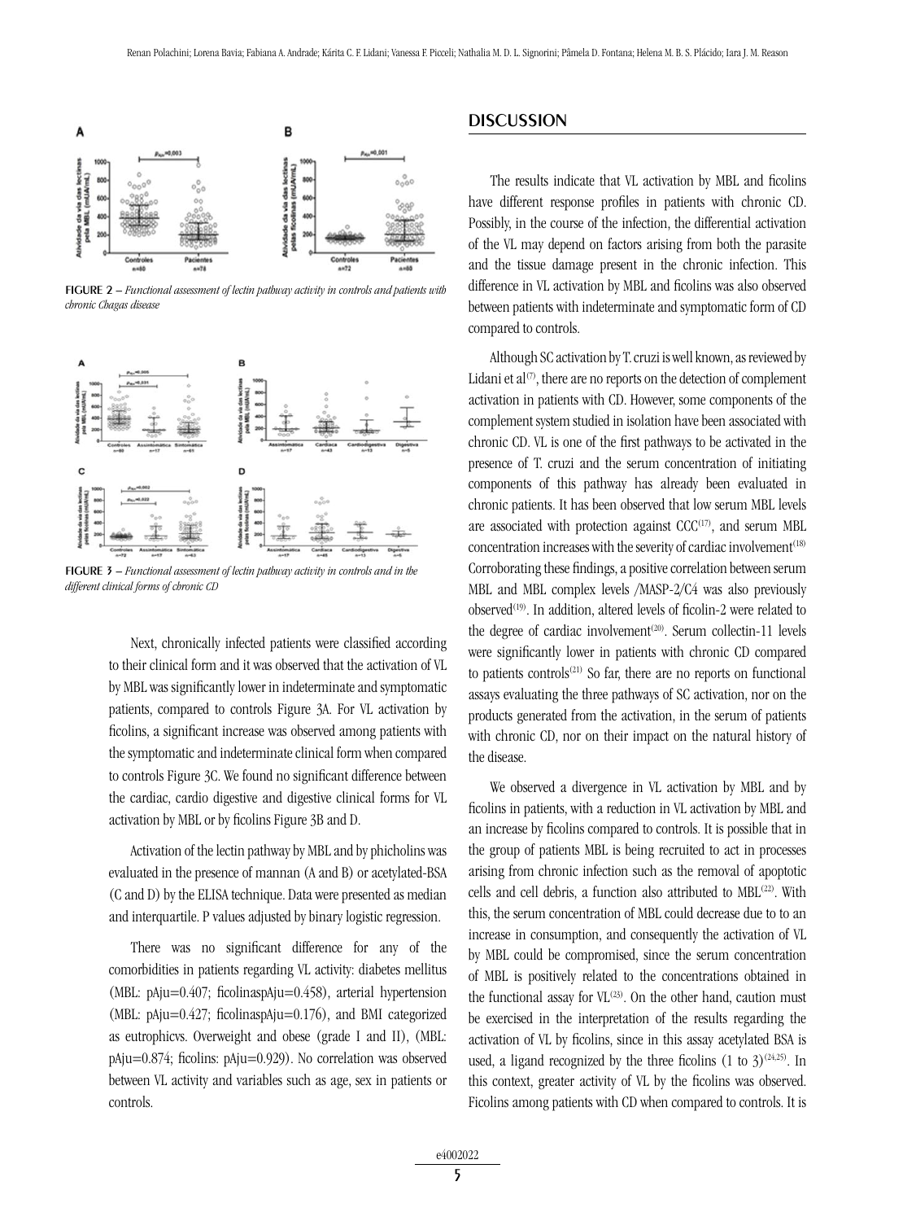FIGURE 2 – *Functional assessment of lectin pathway activity in controls and patients with chronic Chagas disease*

FIGURE 3 – *Functional assessment of lectin pathway activity in controls and in the different clinical forms of chronic CD*

Next, chronically infected patients were classified according to their clinical form and it was observed that the activation of VL by MBL was significantly lower in indeterminate and symptomatic patients, compared to controls Figure 3A. For VL activation by ficolins, a significant increase was observed among patients with the symptomatic and indeterminate clinical form when compared to controls Figure 3C. We found no significant difference between the cardiac, cardio digestive and digestive clinical forms for VL activation by MBL or by ficolins Figure 3B and D.

Activation of the lectin pathway by MBL and by phicholins was evaluated in the presence of mannan (A and B) or acetylated-BSA (C and D) by the ELISA technique. Data were presented as median and interquartile. P values adjusted by binary logistic regression.

There was no significant difference for any of the comorbidities in patients regarding VL activity: diabetes mellitus (MBL: pAju=0.407; ficolinaspAju=0.458), arterial hypertension (MBL: pAju=0.427; ficolinaspAju=0.176), and BMI categorized as eutrophicvs. Overweight and obese (grade I and II), (MBL: pAju=0.874; ficolins: pAju=0.929). No correlation was observed between VL activity and variables such as age, sex in patients or controls.

## DISCUSSION

The results indicate that VL activation by MBL and ficolins have different response profiles in patients with chronic CD. Possibly, in the course of the infection, the differential activation of the VL may depend on factors arising from both the parasite and the tissue damage present in the chronic infection. This difference in VL activation by MBL and ficolins was also observed between patients with indeterminate and symptomatic form of CD compared to controls.

Although SC activation by T. cruzi is well known, as reviewed by Lidani et al[7], there are no reports on the detection of complement activation in patients with CD. However, some components of the complement system studied in isolation have been associated with chronic CD. VL is one of the first pathways to be activated in the presence of T. cruzi and the serum concentration of initiating components of this pathway has already been evaluated in chronic patients. It has been observed that low serum MBL levels are associated with protection against CCC[17], and serum MBL concentration increases with the severity of cardiac involvement[18] Corroborating these findings, a positive correlation between serum MBL and MBL complex levels /MASP-2/C4 was also previously observed[19]. In addition, altered levels of ficolin-2 were related to the degree of cardiac involvement[20]. Serum collectin-11 levels were significantly lower in patients with chronic CD compared to patients controls[21] So far, there are no reports on functional assays evaluating the three pathways of SC activation, nor on the products generated from the activation, in the serum of patients with chronic CD, nor on their impact on the natural history of the disease.

We observed a divergence in VL activation by MBL and by ficolins in patients, with a reduction in VL activation by MBL and an increase by ficolins compared to controls. It is possible that in the group of patients MBL is being recruited to act in processes arising from chronic infection such as the removal of apoptotic cells and cell debris, a function also attributed to MBL[22]. With this, the serum concentration of MBL could decrease due to to an increase in consumption, and consequently the activation of VL by MBL could be compromised, since the serum concentration of MBL is positively related to the concentrations obtained in the functional assay for VL[23]. On the other hand, caution must be exercised in the interpretation of the results regarding the activation of VL by ficolins, since in this assay acetylated BSA is used, a ligand recognized by the three ficolins (1 to 3)[24,25]. In this context, greater activity of VL by the ficolins was observed. Ficolins among patients with CD when compared to controls. It is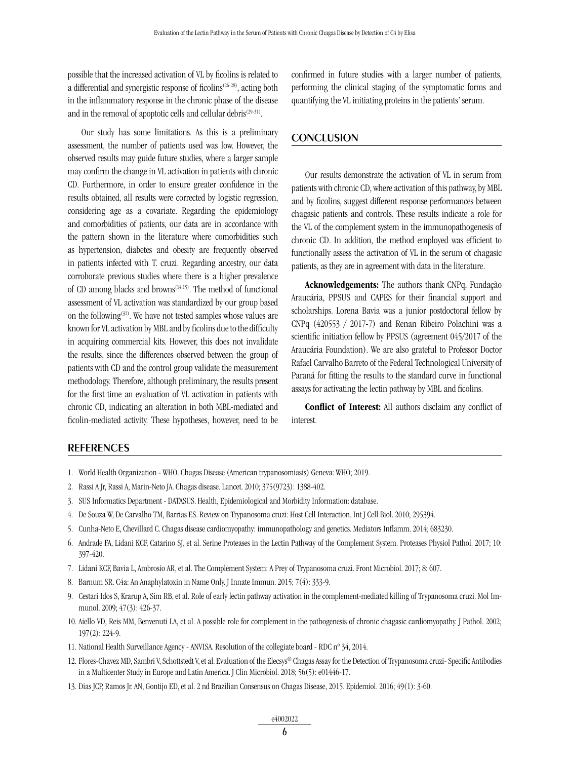possible that the increased activation of VL by ficolins is related to a differential and synergistic response of ficolins[26-28], acting both in the inflammatory response in the chronic phase of the disease and in the removal of apoptotic cells and cellular debris[29-31].

Our study has some limitations. As this is a preliminary assessment, the number of patients used was low. However, the observed results may guide future studies, where a larger sample may confirm the change in VL activation in patients with chronic CD. Furthermore, in order to ensure greater confidence in the results obtained, all results were corrected by logistic regression, considering age as a covariate. Regarding the epidemiology and comorbidities of patients, our data are in accordance with the pattern shown in the literature where comorbidities such as hypertension, diabetes and obesity are frequently observed in patients infected with T. cruzi. Regarding ancestry, our data corroborate previous studies where there is a higher prevalence of CD among blacks and browns[14,15]. The method of functional assessment of VL activation was standardized by our group based on the following[32]. We have not tested samples whose values are known for VL activation by MBL and by ficolins due to the difficulty in acquiring commercial kits. However, this does not invalidate the results, since the differences observed between the group of patients with CD and the control group validate the measurement methodology. Therefore, although preliminary, the results present for the first time an evaluation of VL activation in patients with chronic CD, indicating an alteration in both MBL-mediated and ficolin-mediated activity. These hypotheses, however, need to be confirmed in future studies with a larger number of patients, performing the clinical staging of the symptomatic forms and quantifying the VL initiating proteins in the patients' serum.

## CONCLUSION

Our results demonstrate the activation of VL in serum from patients with chronic CD, where activation of this pathway, by MBL and by ficolins, suggest different response performances between chagasic patients and controls. These results indicate a role for the VL of the complement system in the immunopathogenesis of chronic CD. In addition, the method employed was efficient to functionally assess the activation of VL in the serum of chagasic patients, as they are in agreement with data in the literature.

**Acknowledgements:** The authors thank CNPq, Fundação Araucária, PPSUS and CAPES for their financial support and scholarships. Lorena Bavia was a junior postdoctoral fellow by CNPq (420553 / 2017-7) and Renan Ribeiro Polachini was a scientific initiation fellow by PPSUS (agreement 045/2017 of the Araucária Foundation). We are also grateful to Professor Doctor Rafael Carvalho Barreto of the Federal Technological University of Paraná for fitting the results to the standard curve in functional assays for activating the lectin pathway by MBL and ficolins.

**Conflict of Interest:** All authors disclaim any conflict of interest.

## REFERENCES

1. World Health Organization - WHO. Chagas Disease (American trypanosomiasis) Geneva: WHO; 2019.
2. Rassi A Jr, Rassi A, Marin-Neto JA. Chagas disease. Lancet. 2010; 375(9723): 1388-402.
3. SUS Informatics Department - DATASUS. Health, Epidemiological and Morbidity Information: database.
4. De Souza W, De Carvalho TM, Barrias ES. Review on Trypanosoma cruzi: Host Cell Interaction. Int J Cell Biol. 2010; 295394.
5. Cunha-Neto E, Chevillard C. Chagas disease cardiomyopathy: immunopathology and genetics. Mediators Inflamm. 2014; 683230.
6. Andrade FA, Lidani KCF, Catarino SJ, et al. Serine Proteases in the Lectin Pathway of the Complement System. Proteases Physiol Pathol. 2017; 10: 397-420.
7. Lidani KCF, Bavia L, Ambrosio AR, et al. The Complement System: A Prey of Trypanosoma cruzi. Front Microbiol. 2017; 8: 607.
8. Barnum SR. C4a: An Anaphylatoxin in Name Only. J Innate Immun. 2015; 7(4): 333-9.
9. Cestari Idos S, Krarup A, Sim RB, et al. Role of early lectin pathway activation in the complement-mediated killing of Trypanosoma cruzi. Mol Immunol. 2009; 47(3): 426-37.
10. Aiello VD, Reis MM, Benvenuti LA, et al. A possible role for complement in the pathogenesis of chronic chagasic cardiomyopathy. J Pathol. 2002; 197(2): 224-9.
11. National Health Surveillance Agency - ANVISA. Resolution of the collegiate board - RDC nº 34, 2014.
12. Flores-Chavez MD, Sambri V, Schottstedt V, et al. Evaluation of the Elecsys® Chagas Assay for the Detection of Trypanosoma cruzi- Specific Antibodies in a Multicenter Study in Europe and Latin America. J Clin Microbiol. 2018; 56(5): e01446-17.
13. Dias JCP, Ramos Jr. AN, Gontijo ED, et al. 2 nd Brazilian Consensus on Chagas Disease, 2015. Epidemiol. 2016; 49(1): 3-60.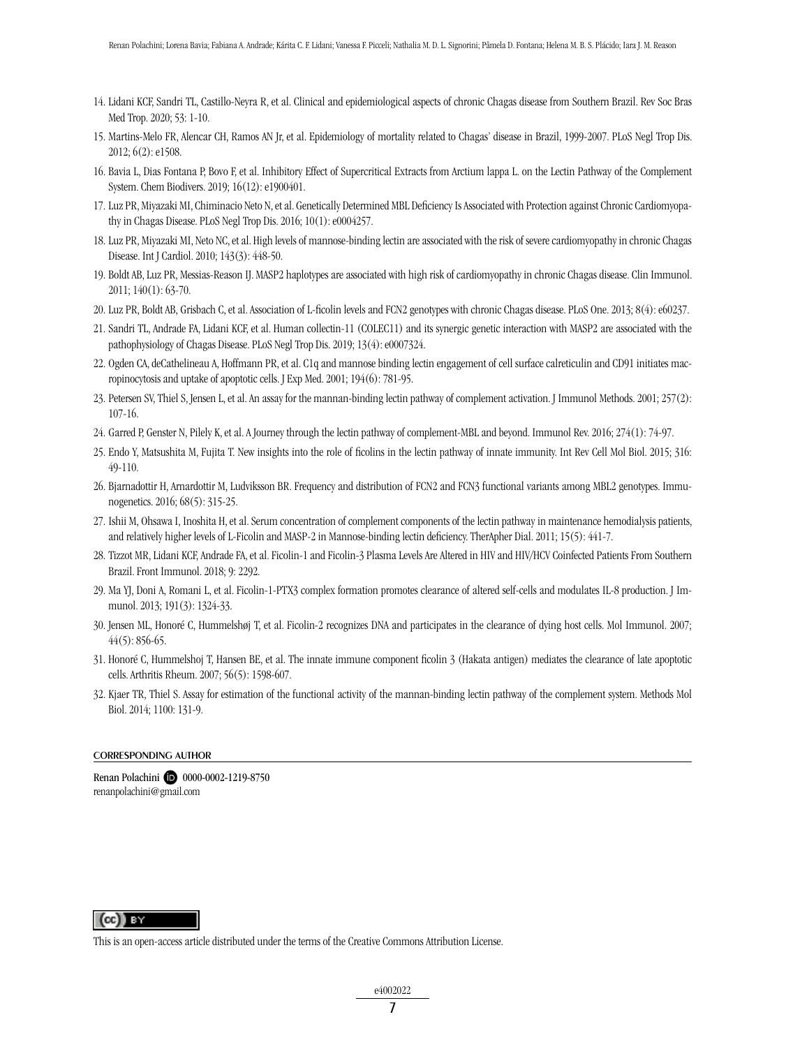14. Lidani KCF, Sandri TL, Castillo-Neyra R, et al. Clinical and epidemiological aspects of chronic Chagas disease from Southern Brazil. Rev Soc Bras Med Trop. 2020; 53: 1-10.
15. Martins-Melo FR, Alencar CH, Ramos AN Jr, et al. Epidemiology of mortality related to Chagas' disease in Brazil, 1999-2007. PLoS Negl Trop Dis. 2012; 6(2): e1508.
16. Bavia L, Dias Fontana P, Bovo F, et al. Inhibitory Effect of Supercritical Extracts from Arctium lappa L. on the Lectin Pathway of the Complement System. Chem Biodivers. 2019; 16(12): e1900401.
17. Luz PR, Miyazaki MI, Chiminacio Neto N, et al. Genetically Determined MBL Deficiency Is Associated with Protection against Chronic Cardiomyopathy in Chagas Disease. PLoS Negl Trop Dis. 2016; 10(1): e0004257.
18. Luz PR, Miyazaki MI, Neto NC, et al. High levels of mannose-binding lectin are associated with the risk of severe cardiomyopathy in chronic Chagas Disease. Int J Cardiol. 2010; 143(3): 448-50.
19. Boldt AB, Luz PR, Messias-Reason IJ. MASP2 haplotypes are associated with high risk of cardiomyopathy in chronic Chagas disease. Clin Immunol. 2011; 140(1): 63-70.
20. Luz PR, Boldt AB, Grisbach C, et al. Association of L-ficolin levels and FCN2 genotypes with chronic Chagas disease. PLoS One. 2013; 8(4): e60237.
21. Sandri TL, Andrade FA, Lidani KCF, et al. Human collectin-11 (COLEC11) and its synergic genetic interaction with MASP2 are associated with the pathophysiology of Chagas Disease. PLoS Negl Trop Dis. 2019; 13(4): e0007324.
22. Ogden CA, deCathelineau A, Hoffmann PR, et al. C1q and mannose binding lectin engagement of cell surface calreticulin and CD91 initiates macropinocytosis and uptake of apoptotic cells. J Exp Med. 2001; 194(6): 781-95.
23. Petersen SV, Thiel S, Jensen L, et al. An assay for the mannan-binding lectin pathway of complement activation. J Immunol Methods. 2001; 257(2): 107-16.
24. Garred P, Genster N, Pilely K, et al. A Journey through the lectin pathway of complement-MBL and beyond. Immunol Rev. 2016; 274(1): 74-97.
25. Endo Y, Matsushita M, Fujita T. New insights into the role of ficolins in the lectin pathway of innate immunity. Int Rev Cell Mol Biol. 2015; 316: 49-110.
26. Bjarnadottir H, Arnardottir M, Ludviksson BR. Frequency and distribution of FCN2 and FCN3 functional variants among MBL2 genotypes. Immunogenetics. 2016; 68(5): 315-25.
27. Ishii M, Ohsawa I, Inoshita H, et al. Serum concentration of complement components of the lectin pathway in maintenance hemodialysis patients, and relatively higher levels of L-Ficolin and MASP-2 in Mannose-binding lectin deficiency. TherApher Dial. 2011; 15(5): 441-7.
28. Tizzot MR, Lidani KCF, Andrade FA, et al. Ficolin-1 and Ficolin-3 Plasma Levels Are Altered in HIV and HIV/HCV Coinfected Patients From Southern Brazil. Front Immunol. 2018; 9: 2292.
29. Ma YJ, Doni A, Romani L, et al. Ficolin-1-PTX3 complex formation promotes clearance of altered self-cells and modulates IL-8 production. J Immunol. 2013; 191(3): 1324-33.
30. Jensen ML, Honoré C, Hummelshøj T, et al. Ficolin-2 recognizes DNA and participates in the clearance of dying host cells. Mol Immunol. 2007; 44(5): 856-65.
31. Honoré C, Hummelshoj T, Hansen BE, et al. The innate immune component ficolin 3 (Hakata antigen) mediates the clearance of late apoptotic cells. Arthritis Rheum. 2007; 56(5): 1598-607.
32. Kjaer TR, Thiel S. Assay for estimation of the functional activity of the mannan-binding lectin pathway of the complement system. Methods Mol Biol. 2014; 1100: 131-9.

**CORRESPONDING AUTHOR**

Renan Polachini 0000-0002-1219-8750
renanpolachini@gmail.com

This is an open-access article distributed under the terms of the Creative Commons Attribution License.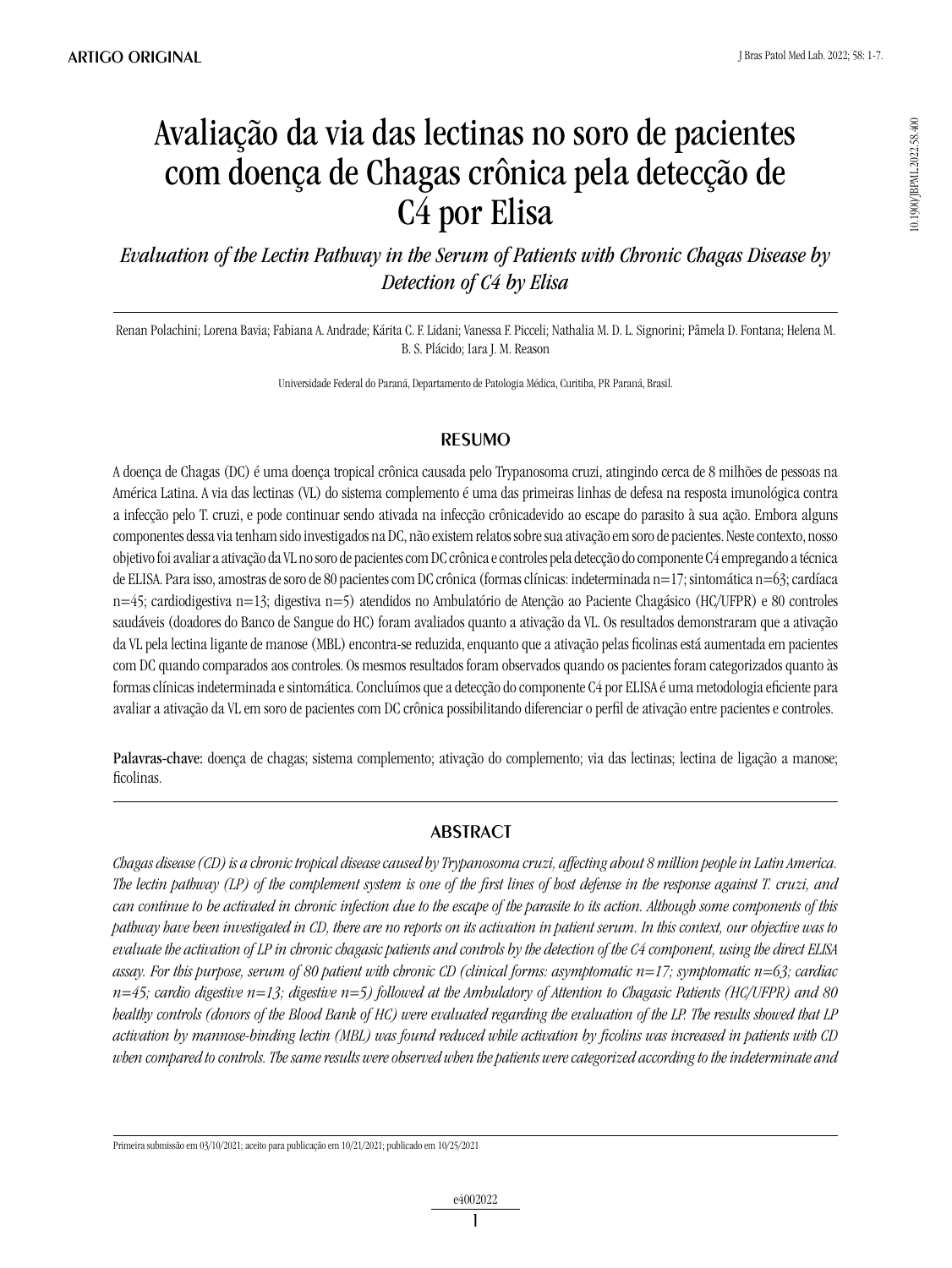ARTIGO ORIGINAL

# Avaliação da via das lectinas no soro de pacientes com doença de Chagas crônica pela detecção de C4 por Elisa

*Evaluation of the Lectin Pathway in the Serum of Patients with Chronic Chagas Disease by Detection of C4 by Elisa*

Renan Polachini; Lorena Bavia; Fabiana A. Andrade; Kárita C. F. Lidani; Vanessa F. Picceli; Nathalia M. D. L. Signorini; Pâmela D. Fontana; Helena M. B. S. Plácido; Iara J. M. Reason

Universidade Federal do Paraná, Departamento de Patologia Médica, Curitiba, PR Paraná, Brasil.

## RESUMO

A doença de Chagas (DC) é uma doença tropical crônica causada pelo Trypanosoma cruzi, atingindo cerca de 8 milhões de pessoas na América Latina. A via das lectinas (VL) do sistema complemento é uma das primeiras linhas de defesa na resposta imunológica contra a infecção pelo T. cruzi, e pode continuar sendo ativada na infecção crônicadevido ao escape do parasito à sua ação. Embora alguns componentes dessa via tenham sido investigados na DC, não existem relatos sobre sua ativação em soro de pacientes. Neste contexto, nosso objetivo foi avaliar a ativação da VL no soro de pacientes com DC crônica e controles pela detecção do componente C4 empregando a técnica de ELISA. Para isso, amostras de soro de 80 pacientes com DC crônica (formas clínicas: indeterminada n=17; sintomática n=63; cardíaca n=45; cardiodigestiva n=13; digestiva n=5) atendidos no Ambulatório de Atenção ao Paciente Chagásico (HC/UFPR) e 80 controles saudáveis (doadores do Banco de Sangue do HC) foram avaliados quanto a ativação da VL. Os resultados demonstraram que a ativação da VL pela lectina ligante de manose (MBL) encontra-se reduzida, enquanto que a ativação pelas ficolinas está aumentada em pacientes com DC quando comparados aos controles. Os mesmos resultados foram observados quando os pacientes foram categorizados quanto às formas clínicas indeterminada e sintomática. Concluímos que a detecção do componente C4 por ELISA é uma metodologia eficiente para avaliar a ativação da VL em soro de pacientes com DC crônica possibilitando diferenciar o perfil de ativação entre pacientes e controles.

**Palavras-chave:** doença de chagas; sistema complemento; ativação do complemento; via das lectinas; lectina de ligação a manose; ficolinas.

## ABSTRACT

*Chagas disease (CD) is a chronic tropical disease caused by Trypanosoma cruzi, affecting about 8 million people in Latin America. The lectin pathway (LP) of the complement system is one of the first lines of host defense in the response against T. cruzi, and can continue to be activated in chronic infection due to the escape of the parasite to its action. Although some components of this pathway have been investigated in CD, there are no reports on its activation in patient serum. In this context, our objective was to evaluate the activation of LP in chronic chagasic patients and controls by the detection of the C4 component, using the direct ELISA assay. For this purpose, serum of 80 patient with chronic CD (clinical forms: asymptomatic n=17; symptomatic n=63; cardiac n=45; cardio digestive n=13; digestive n=5) followed at the Ambulatory of Attention to Chagasic Patients (HC/UFPR) and 80 healthy controls (donors of the Blood Bank of HC) were evaluated regarding the evaluation of the LP. The results showed that LP activation by mannose-binding lectin (MBL) was found reduced while activation by ficolins was increased in patients with CD when compared to controls. The same results were observed when the patients were categorized according to the indeterminate and*

Primeira submissão em 03/10/2021; aceito para publicação em 10/21/2021; publicado em 10/25/2021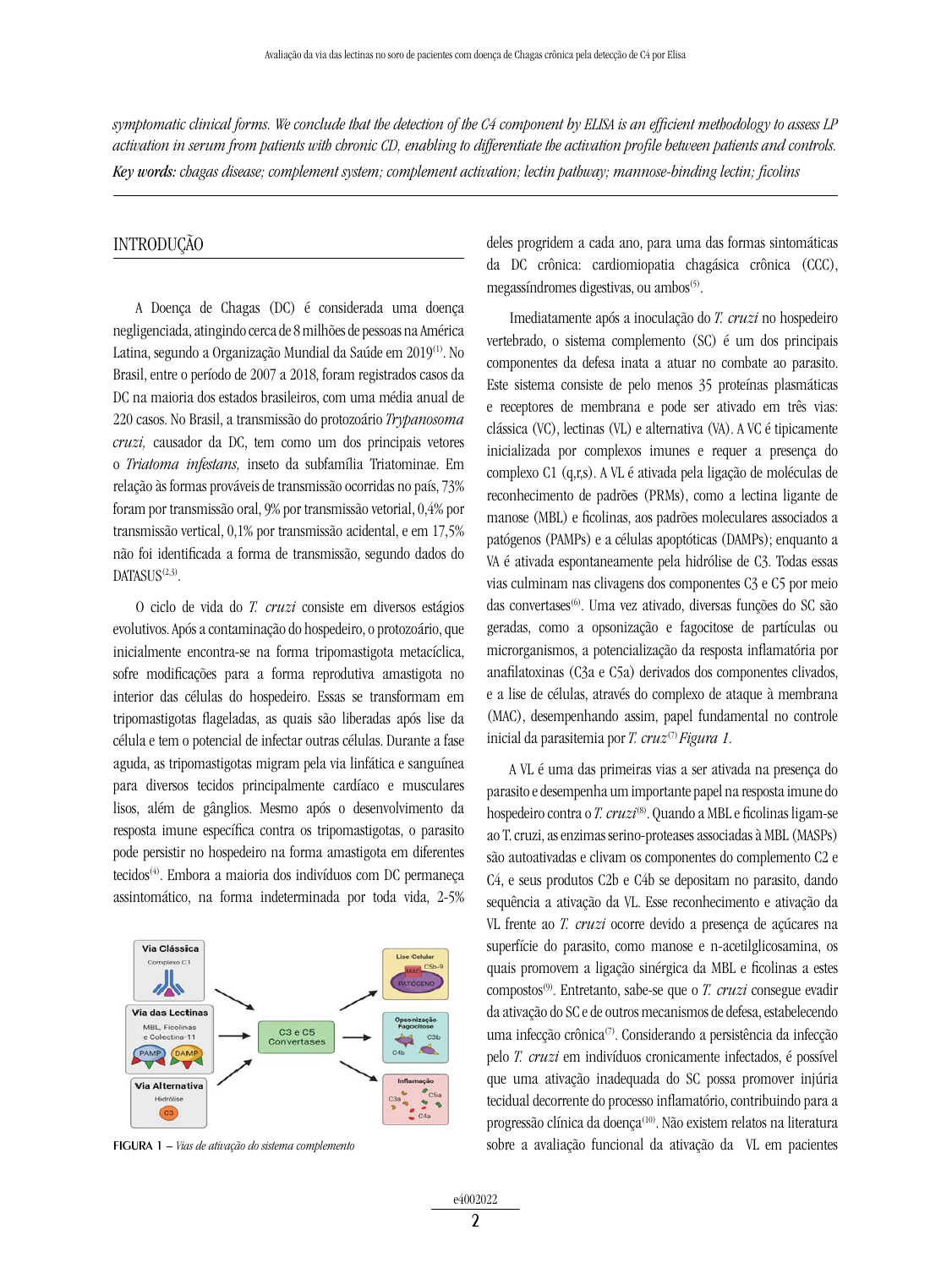*symptomatic clinical forms. We conclude that the detection of the C4 component by ELISA is an efficient methodology to assess LP activation in serum from patients with chronic CD, enabling to differentiate the activation profile between patients and controls.*

***Key words:*** *chagas disease; complement system; complement activation; lectin pathway; mannose-binding lectin; ficolins*

## INTRODUÇÃO

A Doença de Chagas (DC) é considerada uma doença negligenciada, atingindo cerca de 8 milhões de pessoas na América Latina, segundo a Organização Mundial da Saúde em 2019[1]. No Brasil, entre o período de 2007 a 2018, foram registrados casos da DC na maioria dos estados brasileiros, com uma média anual de 220 casos. No Brasil, a transmissão do protozoário *Trypanosoma cruzi,* causador da DC, tem como um dos principais vetores o *Triatoma infestans,* inseto da subfamília Triatominae. Em relação às formas prováveis de transmissão ocorridas no país, 73% foram por transmissão oral, 9% por transmissão vetorial, 0,4% por transmissão vertical, 0,1% por transmissão acidental, e em 17,5% não foi identificada a forma de transmissão, segundo dados do DATASUS[2,3].

O ciclo de vida do *T. cruzi* consiste em diversos estágios evolutivos. Após a contaminação do hospedeiro, o protozoário, que inicialmente encontra-se na forma tripomastigota metacíclica, sofre modificações para a forma reprodutiva amastigota no interior das células do hospedeiro. Essas se transformam em tripomastigotas flageladas, as quais são liberadas após lise da célula e tem o potencial de infectar outras células. Durante a fase aguda, as tripomastigotas migram pela via linfática e sanguínea para diversos tecidos principalmente cardíaco e musculares lisos, além de gânglios. Mesmo após o desenvolvimento da resposta imune específica contra os tripomastigotas, o parasito pode persistir no hospedeiro na forma amastigota em diferentes tecidos[4]. Embora a maioria dos indivíduos com DC permaneça assintomático, na forma indeterminada por toda vida, 2-5% deles progridem a cada ano, para uma das formas sintomáticas da DC crônica: cardiomiopatia chagásica crônica (CCC), megassíndromes digestivas, ou ambos[5].

FIGURA 1 – *Vias de ativação do sistema complemento*

Imediatamente após a inoculação do *T. cruzi* no hospedeiro vertebrado, o sistema complemento (SC) é um dos principais componentes da defesa inata a atuar no combate ao parasito. Este sistema consiste de pelo menos 35 proteínas plasmáticas e receptores de membrana e pode ser ativado em três vias: clássica (VC), lectinas (VL) e alternativa (VA). A VC é tipicamente inicializada por complexos imunes e requer a presença do complexo C1 (q,r,s). A VL é ativada pela ligação de moléculas de reconhecimento de padrões (PRMs), como a lectina ligante de manose (MBL) e ficolinas, aos padrões moleculares associados a patógenos (PAMPs) e a células apoptóticas (DAMPs); enquanto a VA é ativada espontaneamente pela hidrólise de C3. Todas essas vias culminam nas clivagens dos componentes C3 e C5 por meio das convertases[6]. Uma vez ativado, diversas funções do SC são geradas, como a opsonização e fagocitose de partículas ou microrganismos, a potencialização da resposta inflamatória por anafilatoxinas (C3a e C5a) derivados dos componentes clivados, e a lise de células, através do complexo de ataque à membrana (MAC), desempenhando assim, papel fundamental no controle inicial da parasitemia por *T. cruz*[7] *Figura 1.*

A VL é uma das primeiras vias a ser ativada na presença do parasito e desempenha um importante papel na resposta imune do hospedeiro contra o *T. cruzi*[8]. Quando a MBL e ficolinas ligam-se ao T. cruzi, as enzimas serino-proteases associadas à MBL (MASPs) são autoativadas e clivam os componentes do complemento C2 e C4, e seus produtos C2b e C4b se depositam no parasito, dando sequência a ativação da VL. Esse reconhecimento e ativação da VL frente ao *T. cruzi* ocorre devido a presença de açúcares na superfície do parasito, como manose e n-acetilglicosamina, os quais promovem a ligação sinérgica da MBL e ficolinas a estes compostos[9]. Entretanto, sabe-se que o *T. cruzi* consegue evadir da ativação do SC e de outros mecanismos de defesa, estabelecendo uma infecção crônica[7]. Considerando a persistência da infecção pelo *T. cruzi* em indivíduos cronicamente infectados, é possível que uma ativação inadequada do SC possa promover injúria tecidual decorrente do processo inflamatório, contribuindo para a progressão clínica da doença[10]. Não existem relatos na literatura sobre a avaliação funcional da ativação da VL em pacientes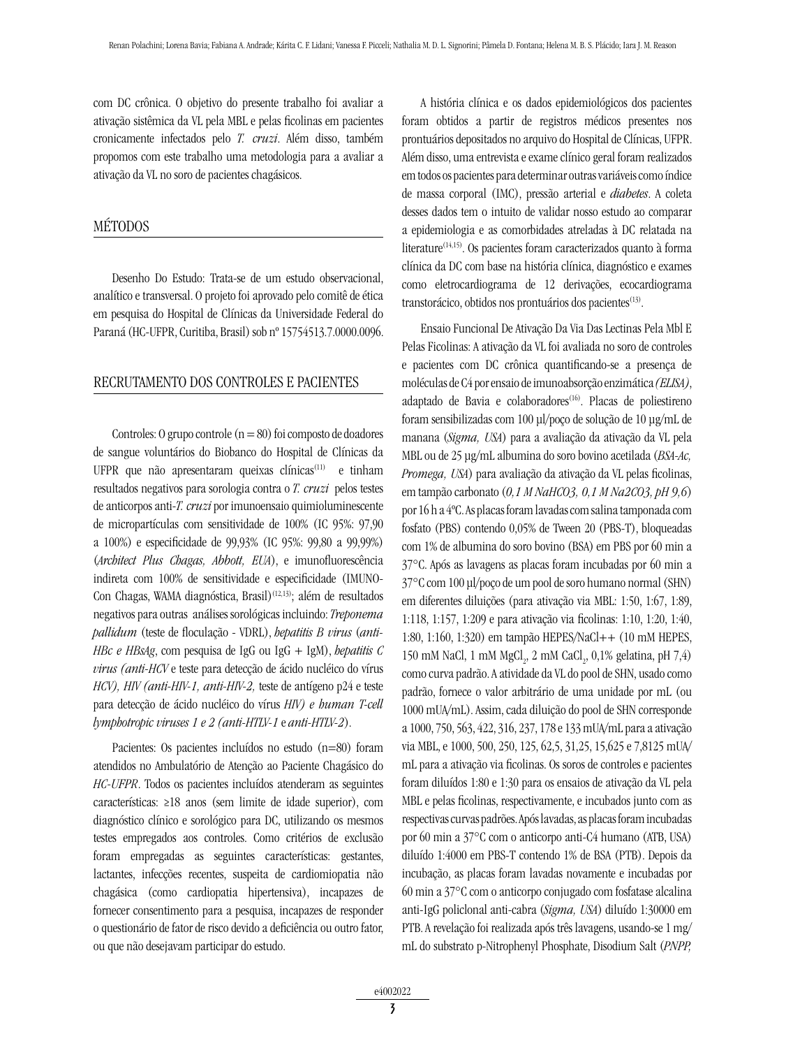com DC crônica. O objetivo do presente trabalho foi avaliar a ativação sistêmica da VL pela MBL e pelas ficolinas em pacientes cronicamente infectados pelo *T. cruzi*. Além disso, também propomos com este trabalho uma metodologia para a avaliar a ativação da VL no soro de pacientes chagásicos.

## MÉTODOS

Desenho Do Estudo: Trata-se de um estudo observacional, analítico e transversal. O projeto foi aprovado pelo comitê de ética em pesquisa do Hospital de Clínicas da Universidade Federal do Paraná (HC-UFPR, Curitiba, Brasil) sob nº 15754513.7.0000.0096.

## RECRUTAMENTO DOS CONTROLES E PACIENTES

Controles: O grupo controle (n = 80) foi composto de doadores de sangue voluntários do Biobanco do Hospital de Clínicas da UFPR que não apresentaram queixas clínicas[11] e tinham resultados negativos para sorologia contra o *T. cruzi* pelos testes de anticorpos anti-*T. cruzi* por imunoensaio quimioluminescente de micropartículas com sensitividade de 100% (IC 95%: 97,90 a 100%) e especificidade de 99,93% (IC 95%: 99,80 a 99,99%) (*Architect Plus Chagas, Abbott, EUA*), e imunofluorescência indireta com 100% de sensitividade e especificidade (IMUNO-Con Chagas, WAMA diagnóstica, Brasil)[12,13]; além de resultados negativos para outras análises sorológicas incluindo: *Treponema pallidum* (teste de floculação - VDRL), *hepatitis B virus* (*anti-HBc e HBsAg*, com pesquisa de IgG ou IgG + IgM), *hepatitis C virus (anti-HCV* e teste para detecção de ácido nucléico do vírus *HCV), HIV (anti-HIV-1, anti-HIV-2,* teste de antígeno p24 e teste para detecção de ácido nucléico do vírus *HIV) e human T-cell lymphotropic viruses 1 e 2 (anti-HTLV-1* e *anti-HTLV-2*).

Pacientes: Os pacientes incluídos no estudo (n=80) foram atendidos no Ambulatório de Atenção ao Paciente Chagásico do *HC-UFPR*. Todos os pacientes incluídos atenderam as seguintes características: ≥18 anos (sem limite de idade superior), com diagnóstico clínico e sorológico para DC, utilizando os mesmos testes empregados aos controles. Como critérios de exclusão foram empregadas as seguintes características: gestantes, lactantes, infecções recentes, suspeita de cardiomiopatia não chagásica (como cardiopatia hipertensiva), incapazes de fornecer consentimento para a pesquisa, incapazes de responder o questionário de fator de risco devido a deficiência ou outro fator, ou que não desejavam participar do estudo.

A história clínica e os dados epidemiológicos dos pacientes foram obtidos a partir de registros médicos presentes nos prontuários depositados no arquivo do Hospital de Clínicas, UFPR. Além disso, uma entrevista e exame clínico geral foram realizados em todos os pacientes para determinar outras variáveis como índice de massa corporal (IMC), pressão arterial e *diabetes*. A coleta desses dados tem o intuito de validar nosso estudo ao comparar a epidemiologia e as comorbidades atreladas à DC relatada na literature[14,15]. Os pacientes foram caracterizados quanto à forma clínica da DC com base na história clínica, diagnóstico e exames como eletrocardiograma de 12 derivações, ecocardiograma transtorácico, obtidos nos prontuários dos pacientes[13].

Ensaio Funcional De Ativação Da Via Das Lectinas Pela Mbl E Pelas Ficolinas: A ativação da VL foi avaliada no soro de controles e pacientes com DC crônica quantificando-se a presença de moléculas de C4 por ensaio de imunoabsorção enzimática *(ELISA)*, adaptado de Bavia e colaboradores[16]. Placas de poliestireno foram sensibilizadas com 100 µl/poço de solução de 10 µg/mL de manana (*Sigma, USA*) para a avaliação da ativação da VL pela MBL ou de 25 µg/mL albumina do soro bovino acetilada (*BSA-Ac, Promega, USA*) para avaliação da ativação da VL pelas ficolinas, em tampão carbonato (*0,1 M $NaHCO_3$, 0,1 M $Na_2CO_3$, pH 9,6*) por 16 h a 4ºC. As placas foram lavadas com salina tamponada com fosfato (PBS) contendo 0,05% de Tween 20 (PBS-T), bloqueadas com 1% de albumina do soro bovino (BSA) em PBS por 60 min a 37°C. Após as lavagens as placas foram incubadas por 60 min a 37°C com 100 µl/poço de um pool de soro humano normal (SHN) em diferentes diluições (para ativação via MBL: 1:50, 1:67, 1:89, 1:118, 1:157, 1:209 e para ativação via ficolinas: 1:10, 1:20, 1:40, 1:80, 1:160, 1:320) em tampão HEPES/NaCl++ (10 mM HEPES, 150 mM NaCl, 1 mM $MgCl_2$, 2 mM $CaCl_2$, 0,1% gelatina, pH 7,4) como curva padrão. A atividade da VL do pool de SHN, usado como padrão, fornece o valor arbitrário de uma unidade por mL (ou 1000 mUA/mL). Assim, cada diluição do pool de SHN corresponde a 1000, 750, 563, 422, 316, 237, 178 e 133 mUA/mL para a ativação via MBL, e 1000, 500, 250, 125, 62,5, 31,25, 15,625 e 7,8125 mUA/mL para a ativação via ficolinas. Os soros de controles e pacientes foram diluídos 1:80 e 1:30 para os ensaios de ativação da VL pela MBL e pelas ficolinas, respectivamente, e incubados junto com as respectivas curvas padrões. Após lavadas, as placas foram incubadas por 60 min a 37°C com o anticorpo anti-C4 humano (ATB, USA) diluído 1:4000 em PBS-T contendo 1% de BSA (PTB). Depois da incubação, as placas foram lavadas novamente e incubadas por 60 min a 37°C com o anticorpo conjugado com fosfatase alcalina anti-IgG policlonal anti-cabra (*Sigma, USA*) diluído 1:30000 em PTB. A revelação foi realizada após três lavagens, usando-se 1 mg/mL do substrato p-Nitrophenyl Phosphate, Disodium Salt (*PNPP,*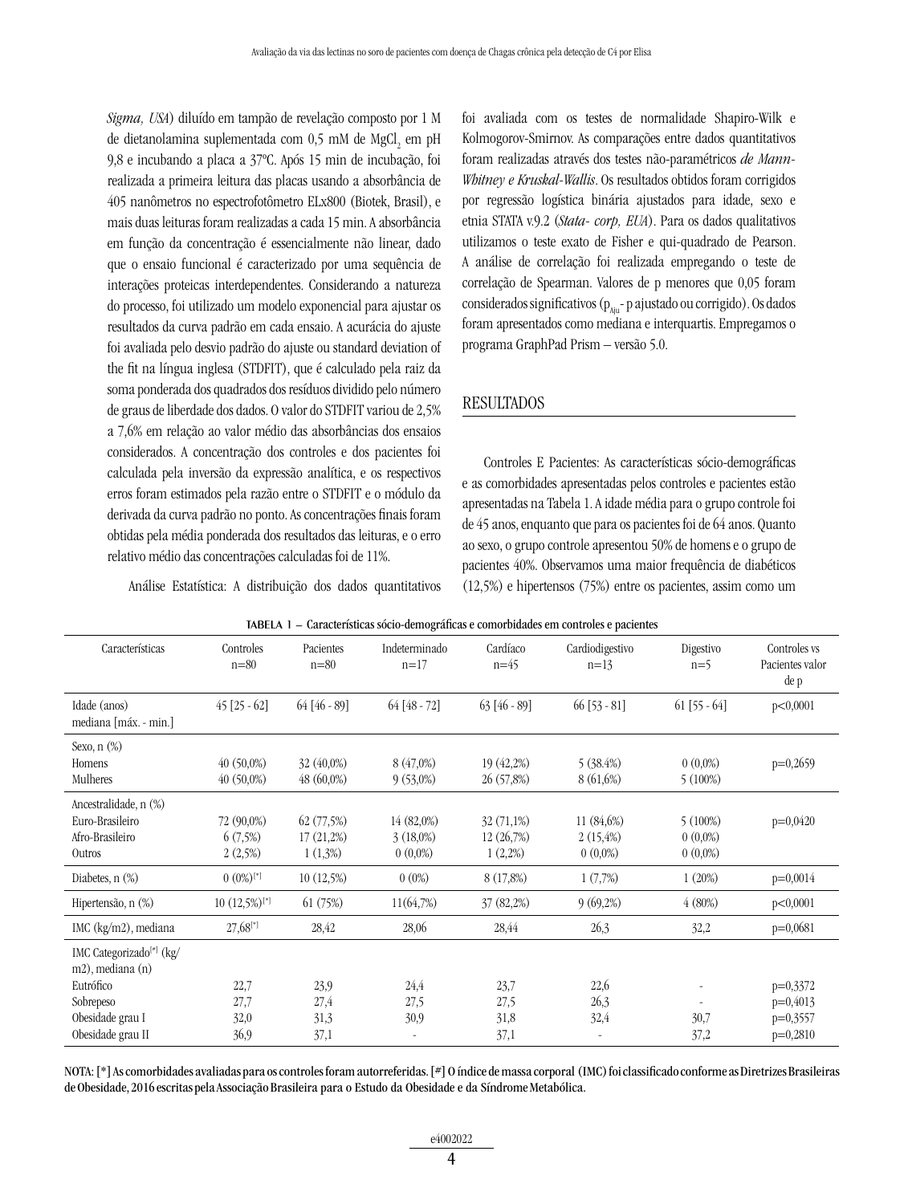*Sigma, USA*) diluído em tampão de revelação composto por 1 M de dietanolamina suplementada com 0,5 mM de $MgCl_2$ em pH 9,8 e incubando a placa a 37ºC. Após 15 min de incubação, foi realizada a primeira leitura das placas usando a absorbância de 405 nanômetros no espectrofotômetro ELx800 (Biotek, Brasil), e mais duas leituras foram realizadas a cada 15 min. A absorbância em função da concentração é essencialmente não linear, dado que o ensaio funcional é caracterizado por uma sequência de interações proteicas interdependentes. Considerando a natureza do processo, foi utilizado um modelo exponencial para ajustar os resultados da curva padrão em cada ensaio. A acurácia do ajuste foi avaliada pelo desvio padrão do ajuste ou standard deviation of the fit na língua inglesa (STDFIT), que é calculado pela raiz da soma ponderada dos quadrados dos resíduos dividido pelo número de graus de liberdade dos dados. O valor do STDFIT variou de 2,5% a 7,6% em relação ao valor médio das absorbâncias dos ensaios considerados. A concentração dos controles e dos pacientes foi calculada pela inversão da expressão analítica, e os respectivos erros foram estimados pela razão entre o STDFIT e o módulo da derivada da curva padrão no ponto. As concentrações finais foram obtidas pela média ponderada dos resultados das leituras, e o erro relativo médio das concentrações calculadas foi de 11%.

Análise Estatística: A distribuição dos dados quantitativos foi avaliada com os testes de normalidade Shapiro-Wilk e Kolmogorov-Smirnov. As comparações entre dados quantitativos foram realizadas através dos testes não-paramétricos *de Mann-Whitney e Kruskal-Wallis*. Os resultados obtidos foram corrigidos por regressão logística binária ajustados para idade, sexo e etnia STATA v.9.2 (*Stata- corp, EUA*). Para os dados qualitativos utilizamos o teste exato de Fisher e qui-quadrado de Pearson. A análise de correlação foi realizada empregando o teste de correlação de Spearman. Valores de p menores que 0,05 foram considerados significativos ($p_{Aju}$- p ajustado ou corrigido). Os dados foram apresentados como mediana e interquartis. Empregamos o programa GraphPad Prism – versão 5.0.

## RESULTADOS

Controles E Pacientes: As características sócio-demográficas e as comorbidades apresentadas pelos controles e pacientes estão apresentadas na Tabela 1. A idade média para o grupo controle foi de 45 anos, enquanto que para os pacientes foi de 64 anos. Quanto ao sexo, o grupo controle apresentou 50% de homens e o grupo de pacientes 40%. Observamos uma maior frequência de diabéticos (12,5%) e hipertensos (75%) entre os pacientes, assim como um

**TABELA 1 – Características sócio-demográficas e comorbidades em controles e pacientes**

| Características | Controles n=80 | Pacientes n=80 | Indeterminado n=17 | Cardíaco n=45 | Cardiodigestivo n=13 | Digestivo n=5 | Controles vs Pacientes valor de p |
|---|---|---|---|---|---|---|---|
| Idade (anos) mediana [máx. - min.] | 45 [25 - 62] | 64 [46 - 89] | 64 [48 - 72] | 63 [46 - 89] | 66 [53 - 81] | 61 [55 - 64] | p<0,0001 |
| Sexo, n (%) | | | | | | | |
| Homens | 40 (50,0%) | 32 (40,0%) | 8 (47,0%) | 19 (42,2%) | 5 (38.4%) | 0 (0,0%) | p=0,2659 |
| Mulheres | 40 (50,0%) | 48 (60,0%) | 9 (53,0%) | 26 (57,8%) | 8 (61,6%) | 5 (100%) | |
| Ancestralidade, n (%) | | | | | | | |
| Euro-Brasileiro | 72 (90,0%) | 62 (77,5%) | 14 (82,0%) | 32 (71,1%) | 11 (84,6%) | 5 (100%) | p=0,0420 |
| Afro-Brasileiro | 6 (7,5%) | 17 (21,2%) | 3 (18,0%) | 12 (26,7%) | 2 (15,4%) | 0 (0,0%) | |
| Outros | 2 (2,5%) | 1 (1,3%) | 0 (0,0%) | 1 (2,2%) | 0 (0,0%) | 0 (0,0%) | |
| Diabetes, n (%) | 0 (0%)[*] | 10 (12,5%) | 0 (0%) | 8 (17,8%) | 1 (7,7%) | 1 (20%) | p=0,0014 |
| Hipertensão, n (%) | 10 (12,5%)[*] | 61 (75%) | 11(64,7%) | 37 (82,2%) | 9 (69,2%) | 4 (80%) | p<0,0001 |
| IMC (kg/m2), mediana | 27,68[*] | 28,42 | 28,06 | 28,44 | 26,3 | 32,2 | p=0,0681 |
| IMC Categorizado[#] (kg/m2), mediana (n) | | | | | | | |
| Eutrófico | 22,7 | 23,9 | 24,4 | 23,7 | 22,6 | - | p=0,3372 |
| Sobrepeso | 27,7 | 27,4 | 27,5 | 27,5 | 26,3 | - | p=0,4013 |
| Obesidade grau I | 32,0 | 31,3 | 30,9 | 31,8 | 32,4 | 30,7 | p=0,3557 |
| Obesidade grau II | 36,9 | 37,1 | - | 37,1 | - | 37,2 | p=0,2810 |

**NOTA: [*] As comorbidades avaliadas para os controles foram autorreferidas. [#] O índice de massa corporal (IMC) foi classificado conforme as Diretrizes Brasileiras de Obesidade, 2016 escritas pela Associação Brasileira para o Estudo da Obesidade e da Síndrome Metabólica.**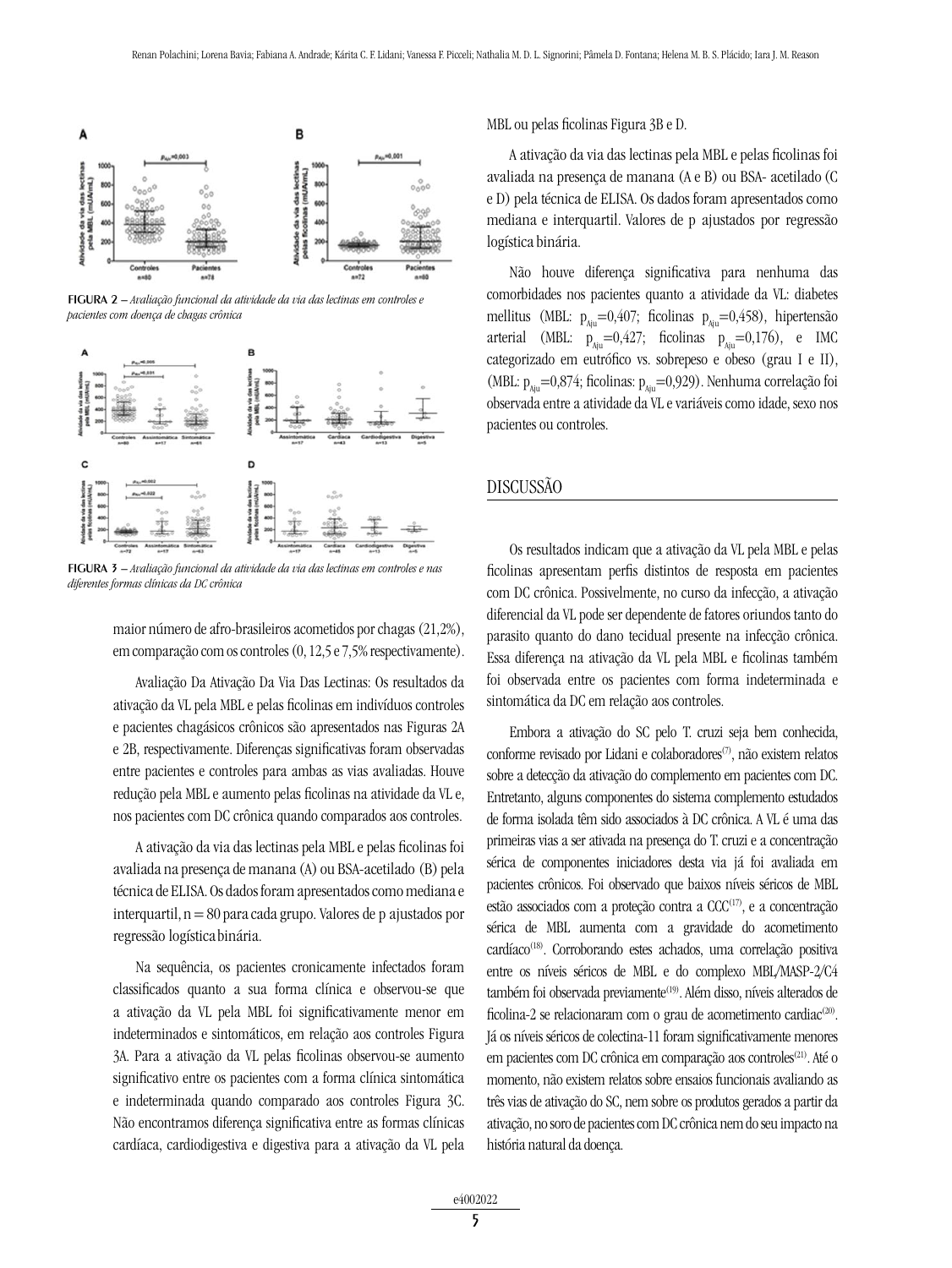FIGURA 2 – *Avaliação funcional da atividade da via das lectinas em controles e pacientes com doença de chagas crônica*

FIGURA 3 – *Avaliação funcional da atividade da via das lectinas em controles e nas diferentes formas clínicas da DC crônica*

maior número de afro-brasileiros acometidos por chagas (21,2%), em comparação com os controles (0, 12,5 e 7,5% respectivamente).

Avaliação Da Ativação Da Via Das Lectinas: Os resultados da ativação da VL pela MBL e pelas ficolinas em indivíduos controles e pacientes chagásicos crônicos são apresentados nas Figuras 2A e 2B, respectivamente. Diferenças significativas foram observadas entre pacientes e controles para ambas as vias avaliadas. Houve redução pela MBL e aumento pelas ficolinas na atividade da VL e, nos pacientes com DC crônica quando comparados aos controles.

A ativação da via das lectinas pela MBL e pelas ficolinas foi avaliada na presença de manana (A) ou BSA-acetilado (B) pela técnica de ELISA. Os dados foram apresentados como mediana e interquartil, n = 80 para cada grupo. Valores de p ajustados por regressão logística binária.

Na sequência, os pacientes cronicamente infectados foram classificados quanto a sua forma clínica e observou-se que a ativação da VL pela MBL foi significativamente menor em indeterminados e sintomáticos, em relação aos controles Figura 3A. Para a ativação da VL pelas ficolinas observou-se aumento significativo entre os pacientes com a forma clínica sintomática e indeterminada quando comparado aos controles Figura 3C. Não encontramos diferença significativa entre as formas clínicas cardíaca, cardiodigestiva e digestiva para a ativação da VL pela MBL ou pelas ficolinas Figura 3B e D.

A ativação da via das lectinas pela MBL e pelas ficolinas foi avaliada na presença de manana (A e B) ou BSA- acetilado (C e D) pela técnica de ELISA. Os dados foram apresentados como mediana e interquartil. Valores de p ajustados por regressão logística binária.

Não houve diferença significativa para nenhuma das comorbidades nos pacientes quanto a atividade da VL: diabetes mellitus (MBL: $p_{Aju}$=0,407; ficolinas $p_{Aju}$=0,458), hipertensão arterial (MBL: $p_{Aju}$=0,427; ficolinas $p_{Aju}$=0,176), e IMC categorizado em eutrófico vs. sobrepeso e obeso (grau I e II), (MBL: $p_{Aju}$=0,874; ficolinas: $p_{Aju}$=0,929). Nenhuma correlação foi observada entre a atividade da VL e variáveis como idade, sexo nos pacientes ou controles.

## DISCUSSÃO

Os resultados indicam que a ativação da VL pela MBL e pelas ficolinas apresentam perfis distintos de resposta em pacientes com DC crônica. Possivelmente, no curso da infecção, a ativação diferencial da VL pode ser dependente de fatores oriundos tanto do parasito quanto do dano tecidual presente na infecção crônica. Essa diferença na ativação da VL pela MBL e ficolinas também foi observada entre os pacientes com forma indeterminada e sintomática da DC em relação aos controles.

Embora a ativação do SC pelo T. cruzi seja bem conhecida, conforme revisado por Lidani e colaboradores[7], não existem relatos sobre a detecção da ativação do complemento em pacientes com DC. Entretanto, alguns componentes do sistema complemento estudados de forma isolada têm sido associados à DC crônica. A VL é uma das primeiras vias a ser ativada na presença do T. cruzi e a concentração sérica de componentes iniciadores desta via já foi avaliada em pacientes crônicos. Foi observado que baixos níveis séricos de MBL estão associados com a proteção contra a CCC[17], e a concentração sérica de MBL aumenta com a gravidade do acometimento cardíaco[18]. Corroborando estes achados, uma correlação positiva entre os níveis séricos de MBL e do complexo MBL/MASP-2/C4 também foi observada previamente[19]. Além disso, níveis alterados de ficolina-2 se relacionaram com o grau de acometimento cardiac[20]. Já os níveis séricos de colectina-11 foram significativamente menores em pacientes com DC crônica em comparação aos controles[21]. Até o momento, não existem relatos sobre ensaios funcionais avaliando as três vias de ativação do SC, nem sobre os produtos gerados a partir da ativação, no soro de pacientes com DC crônica nem do seu impacto na história natural da doença.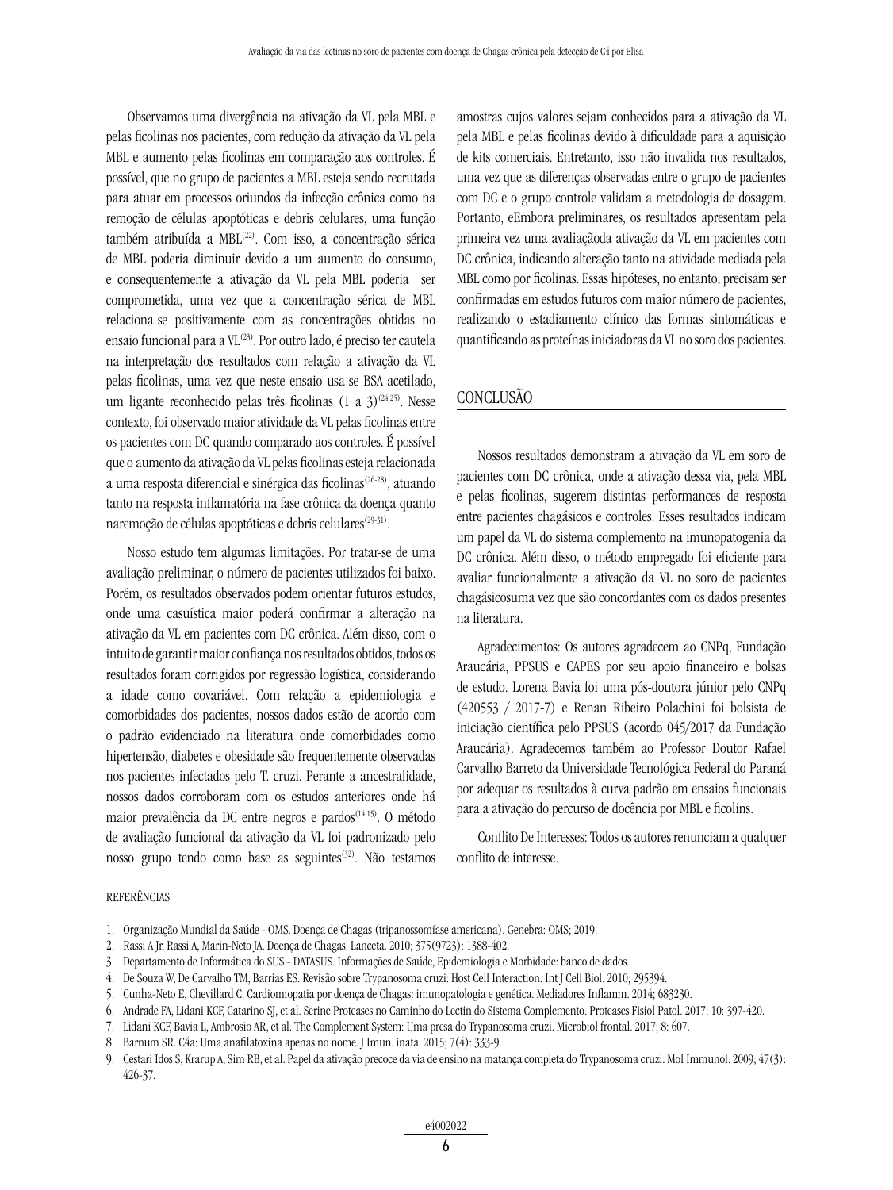Observamos uma divergência na ativação da VL pela MBL e pelas ficolinas nos pacientes, com redução da ativação da VL pela MBL e aumento pelas ficolinas em comparação aos controles. É possível, que no grupo de pacientes a MBL esteja sendo recrutada para atuar em processos oriundos da infecção crônica como na remoção de células apoptóticas e debris celulares, uma função também atribuída a MBL[22]. Com isso, a concentração sérica de MBL poderia diminuir devido a um aumento do consumo, e consequentemente a ativação da VL pela MBL poderia ser comprometida, uma vez que a concentração sérica de MBL relaciona-se positivamente com as concentrações obtidas no ensaio funcional para a VL[23]. Por outro lado, é preciso ter cautela na interpretação dos resultados com relação a ativação da VL pelas ficolinas, uma vez que neste ensaio usa-se BSA-acetilado, um ligante reconhecido pelas três ficolinas (1 a 3)[24,25]. Nesse contexto, foi observado maior atividade da VL pelas ficolinas entre os pacientes com DC quando comparado aos controles. É possível que o aumento da ativação da VL pelas ficolinas esteja relacionada a uma resposta diferencial e sinérgica das ficolinas[26-28], atuando tanto na resposta inflamatória na fase crônica da doença quanto naremoção de células apoptóticas e debris celulares[29-31].

Nosso estudo tem algumas limitações. Por tratar-se de uma avaliação preliminar, o número de pacientes utilizados foi baixo. Porém, os resultados observados podem orientar futuros estudos, onde uma casuística maior poderá confirmar a alteração na ativação da VL em pacientes com DC crônica. Além disso, com o intuito de garantir maior confiança nos resultados obtidos, todos os resultados foram corrigidos por regressão logística, considerando a idade como covariável. Com relação a epidemiologia e comorbidades dos pacientes, nossos dados estão de acordo com o padrão evidenciado na literatura onde comorbidades como hipertensão, diabetes e obesidade são frequentemente observadas nos pacientes infectados pelo T. cruzi. Perante a ancestralidade, nossos dados corroboram com os estudos anteriores onde há maior prevalência da DC entre negros e pardos[14,15]. O método de avaliação funcional da ativação da VL foi padronizado pelo nosso grupo tendo como base as seguintes[32]. Não testamos amostras cujos valores sejam conhecidos para a ativação da VL pela MBL e pelas ficolinas devido à dificuldade para a aquisição de kits comerciais. Entretanto, isso não invalida nos resultados, uma vez que as diferenças observadas entre o grupo de pacientes com DC e o grupo controle validam a metodologia de dosagem. Portanto, eEmbora preliminares, os resultados apresentam pela primeira vez uma avaliaçãoda ativação da VL em pacientes com DC crônica, indicando alteração tanto na atividade mediada pela MBL como por ficolinas. Essas hipóteses, no entanto, precisam ser confirmadas em estudos futuros com maior número de pacientes, realizando o estadiamento clínico das formas sintomáticas e quantificando as proteínas iniciadoras da VL no soro dos pacientes.

## CONCLUSÃO

Nossos resultados demonstram a ativação da VL em soro de pacientes com DC crônica, onde a ativação dessa via, pela MBL e pelas ficolinas, sugerem distintas performances de resposta entre pacientes chagásicos e controles. Esses resultados indicam um papel da VL do sistema complemento na imunopatogenia da DC crônica. Além disso, o método empregado foi eficiente para avaliar funcionalmente a ativação da VL no soro de pacientes chagásicosuma vez que são concordantes com os dados presentes na literatura.

Agradecimentos: Os autores agradecem ao CNPq, Fundação Araucária, PPSUS e CAPES por seu apoio financeiro e bolsas de estudo. Lorena Bavia foi uma pós-doutora júnior pelo CNPq (420553 / 2017-7) e Renan Ribeiro Polachini foi bolsista de iniciação científica pelo PPSUS (acordo 045/2017 da Fundação Araucária). Agradecemos também ao Professor Doutor Rafael Carvalho Barreto da Universidade Tecnológica Federal do Paraná por adequar os resultados à curva padrão em ensaios funcionais para a ativação do percurso de docência por MBL e ficolins.

Conflito De Interesses: Todos os autores renunciam a qualquer conflito de interesse.

## REFERÊNCIAS

1. Organização Mundial da Saúde - OMS. Doença de Chagas (tripanossomíase americana). Genebra: OMS; 2019.
2. Rassi A Jr, Rassi A, Marin-Neto JA. Doença de Chagas. Lanceta. 2010; 375(9723): 1388-402.
3. Departamento de Informática do SUS - DATASUS. Informações de Saúde, Epidemiologia e Morbidade: banco de dados.
4. De Souza W, De Carvalho TM, Barrias ES. Revisão sobre Trypanosoma cruzi: Host Cell Interaction. Int J Cell Biol. 2010; 295394.
5. Cunha-Neto E, Chevillard C. Cardiomiopatia por doença de Chagas: imunopatologia e genética. Mediadores Inflamm. 2014; 683230.
6. Andrade FA, Lidani KCF, Catarino SJ, et al. Serine Proteases no Caminho do Lectin do Sistema Complemento. Proteases Fisiol Patol. 2017; 10: 397-420.
7. Lidani KCF, Bavia L, Ambrosio AR, et al. The Complement System: Uma presa do Trypanosoma cruzi. Microbiol frontal. 2017; 8: 607.
8. Barnum SR. C4a: Uma anafilatoxina apenas no nome. J Imun. inata. 2015; 7(4): 333-9.
9. Cestari Idos S, Krarup A, Sim RB, et al. Papel da ativação precoce da via de ensino na matança completa do Trypanosoma cruzi. Mol Immunol. 2009; 47(3): 426-37.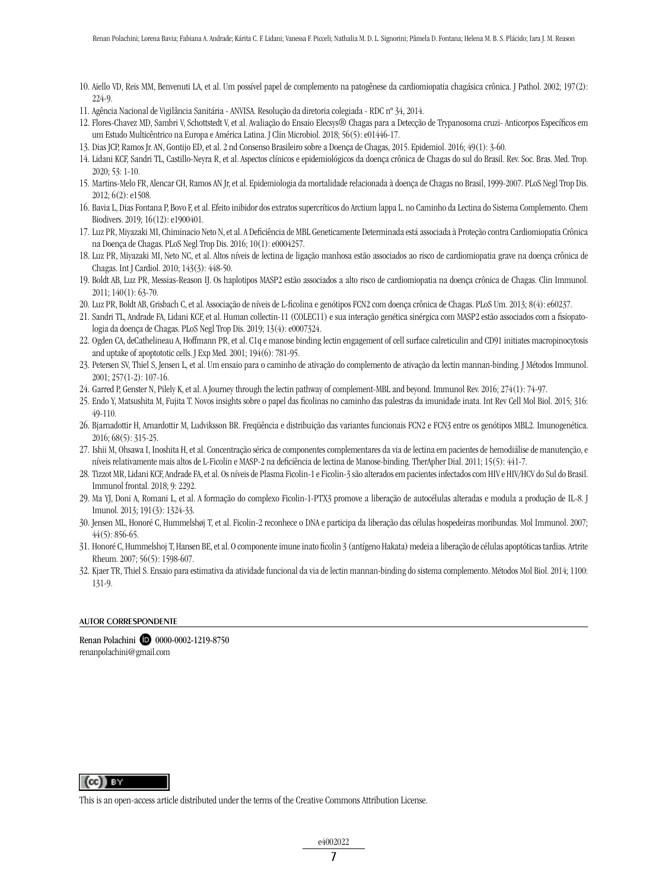10. Aiello VD, Reis MM, Benvenuti LA, et al. Um possível papel de complemento na patogênese da cardiomiopatia chagásica crônica. J Pathol. 2002; 197(2): 224-9.
11. Agência Nacional de Vigilância Sanitária - ANVISA. Resolução da diretoria colegiada - RDC nº 34, 2014.
12. Flores-Chavez MD, Sambri V, Schottstedt V, et al. Avaliação do Ensaio Elecsys® Chagas para a Detecção de Trypanosoma cruzi- Anticorpos Específicos em um Estudo Multicêntrico na Europa e América Latina. J Clin Microbiol. 2018; 56(5): e01446-17.
13. Dias JCP, Ramos Jr. AN, Gontijo ED, et al. 2 nd Consenso Brasileiro sobre a Doença de Chagas, 2015. Epidemiol. 2016; 49(1): 3-60.
14. Lidani KCF, Sandri TL, Castillo-Neyra R, et al. Aspectos clínicos e epidemiológicos da doença crônica de Chagas do sul do Brasil. Rev. Soc. Bras. Med. Trop. 2020; 53: 1-10.
15. Martins-Melo FR, Alencar CH, Ramos AN Jr, et al. Epidemiologia da mortalidade relacionada à doença de Chagas no Brasil, 1999-2007. PLoS Negl Trop Dis. 2012; 6(2): e1508.
16. Bavia L, Dias Fontana P, Bovo F, et al. Efeito inibidor dos extratos supercríticos do Arctium lappa L. no Caminho da Lectina do Sistema Complemento. Chem Biodivers. 2019; 16(12): e1900401.
17. Luz PR, Miyazaki MI, Chiminacio Neto N, et al. A Deficiência de MBL Geneticamente Determinada está associada à Proteção contra Cardiomiopatia Crônica na Doença de Chagas. PLoS Negl Trop Dis. 2016; 10(1): e0004257.
18. Luz PR, Miyazaki MI, Neto NC, et al. Altos níveis de lectina de ligação manhosa estão associados ao risco de cardiomiopatia grave na doença crônica de Chagas. Int J Cardiol. 2010; 143(3): 448-50.
19. Boldt AB, Luz PR, Messias-Reason IJ. Os haplotipos MASP2 estão associados a alto risco de cardiomiopatia na doença crônica de Chagas. Clin Immunol. 2011; 140(1): 63-70.
20. Luz PR, Boldt AB, Grisbach C, et al. Associação de níveis de L-ficolina e genótipos FCN2 com doença crônica de Chagas. PLoS Um. 2013; 8(4): e60237.
21. Sandri TL, Andrade FA, Lidani KCF, et al. Human collectin-11 (COLEC11) e sua interação genética sinérgica com MASP2 estão associados com a fisiopatologia da doença de Chagas. PLoS Negl Trop Dis. 2019; 13(4): e0007324.
22. Ogden CA, deCathelineau A, Hoffmann PR, et al. C1q e manose binding lectin engagement of cell surface calreticulin and CD91 initiates macropinocytosis and uptake of apoptotic cells. J Exp Med. 2001; 194(6): 781-95.
23. Petersen SV, Thiel S, Jensen L, et al. Um ensaio para o caminho de ativação do complemento de ativação da lectin mannan-binding. J Métodos Immunol. 2001; 257(1-2): 107-16.
24. Garred P, Genster N, Pilely K, et al. A Journey through the lectin pathway of complement-MBL and beyond. Immunol Rev. 2016; 274(1): 74-97.
25. Endo Y, Matsushita M, Fujita T. Novos insights sobre o papel das ficolinas no caminho das palestras da imunidade inata. Int Rev Cell Mol Biol. 2015; 316: 49-110.
26. Bjarnadottir H, Arnardottir M, Ludviksson BR. Freqüência e distribuição das variantes funcionais FCN2 e FCN3 entre os genótipos MBL2. Imunogenética. 2016; 68(5): 315-25.
27. Ishii M, Ohsawa I, Inoshita H, et al. Concentração sérica de componentes complementares da via de lectina em pacientes de hemodiálise de manutenção, e níveis relativamente mais altos de L-Ficolin e MASP-2 na deficiência de lectina de Manose-binding. TherApher Dial. 2011; 15(5): 441-7.
28. Tizzot MR, Lidani KCF, Andrade FA, et al. Os níveis de Plasma Ficolin-1 e Ficolin-3 são alterados em pacientes infectados com HIV e HIV/HCV do Sul do Brasil. Immunol frontal. 2018; 9: 2292.
29. Ma YJ, Doni A, Romani L, et al. A formação do complexo Ficolin-1-PTX3 promove a liberação de autocélulas alteradas e modula a produção de IL-8. J Imunol. 2013; 191(3): 1324-33.
30. Jensen ML, Honoré C, Hummelshøj T, et al. Ficolin-2 reconhece o DNA e participa da liberação das células hospedeiras moribundas. Mol Immunol. 2007; 44(5): 856-65.
31. Honoré C, Hummelshoj T, Hansen BE, et al. O componente imune inato ficolin 3 (antígeno Hakata) medeia a liberação de células apoptóticas tardias. Artrite Rheum. 2007; 56(5): 1598-607.
32. Kjaer TR, Thiel S. Ensaio para estimativa da atividade funcional da via de lectin mannan-binding do sistema complemento. Métodos Mol Biol. 2014; 1100: 131-9.

**AUTOR CORRESPONDENTE**

**Renan Polachini** 0000-0002-1219-8750
renanpolachini@gmail.com

This is an open-access article distributed under the terms of the Creative Commons Attribution License.